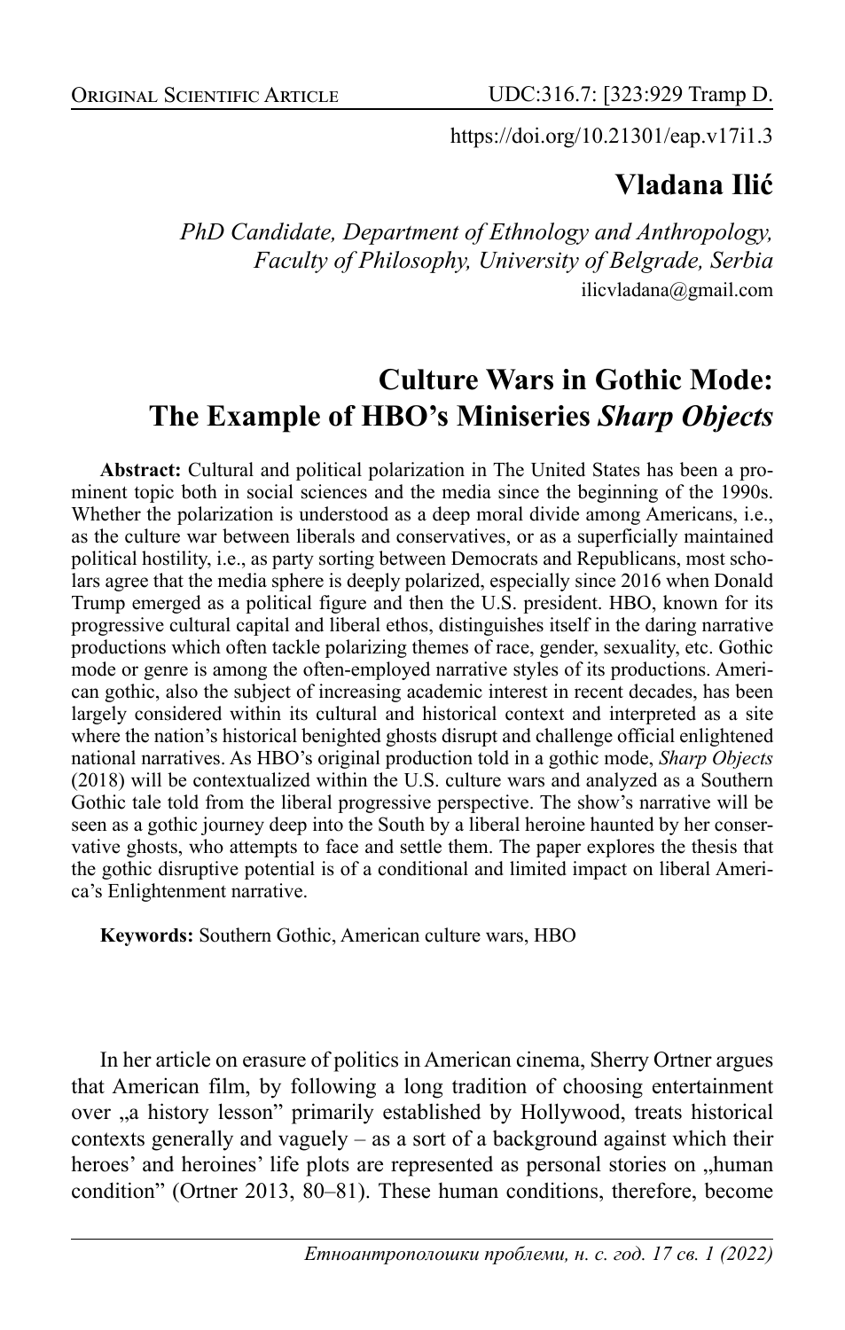Original Scientific Article

UDC:316.7: [323:929 Tramp D.

https://doi.org/10.21301/eap.v17i1.3

**Vladana Ilić**

*PhD Candidate, Department of Ethnology and Anthropology, Faculty of Philosophy, University of Belgrade, Serbia*
ilicvladana@gmail.com

# Culture Wars in Gothic Mode: The Example of HBO's Miniseries *Sharp Objects*

**Abstract:** Cultural and political polarization in The United States has been a prominent topic both in social sciences and the media since the beginning of the 1990s. Whether the polarization is understood as a deep moral divide among Americans, i.e., as the culture war between liberals and conservatives, or as a superficially maintained political hostility, i.e., as party sorting between Democrats and Republicans, most scholars agree that the media sphere is deeply polarized, especially since 2016 when Donald Trump emerged as a political figure and then the U.S. president. HBO, known for its progressive cultural capital and liberal ethos, distinguishes itself in the daring narrative productions which often tackle polarizing themes of race, gender, sexuality, etc. Gothic mode or genre is among the often-employed narrative styles of its productions. American gothic, also the subject of increasing academic interest in recent decades, has been largely considered within its cultural and historical context and interpreted as a site where the nation's historical benighted ghosts disrupt and challenge official enlightened national narratives. As HBO's original production told in a gothic mode, *Sharp Objects* (2018) will be contextualized within the U.S. culture wars and analyzed as a Southern Gothic tale told from the liberal progressive perspective. The show's narrative will be seen as a gothic journey deep into the South by a liberal heroine haunted by her conservative ghosts, who attempts to face and settle them. The paper explores the thesis that the gothic disruptive potential is of a conditional and limited impact on liberal America's Enlightenment narrative.

**Keywords:** Southern Gothic, American culture wars, HBO

In her article on erasure of politics in American cinema, Sherry Ortner argues that American film, by following a long tradition of choosing entertainment over „a history lesson" primarily established by Hollywood, treats historical contexts generally and vaguely – as a sort of a background against which their heroes' and heroines' life plots are represented as personal stories on „human condition" (Ortner 2013, 80–81). These human conditions, therefore, become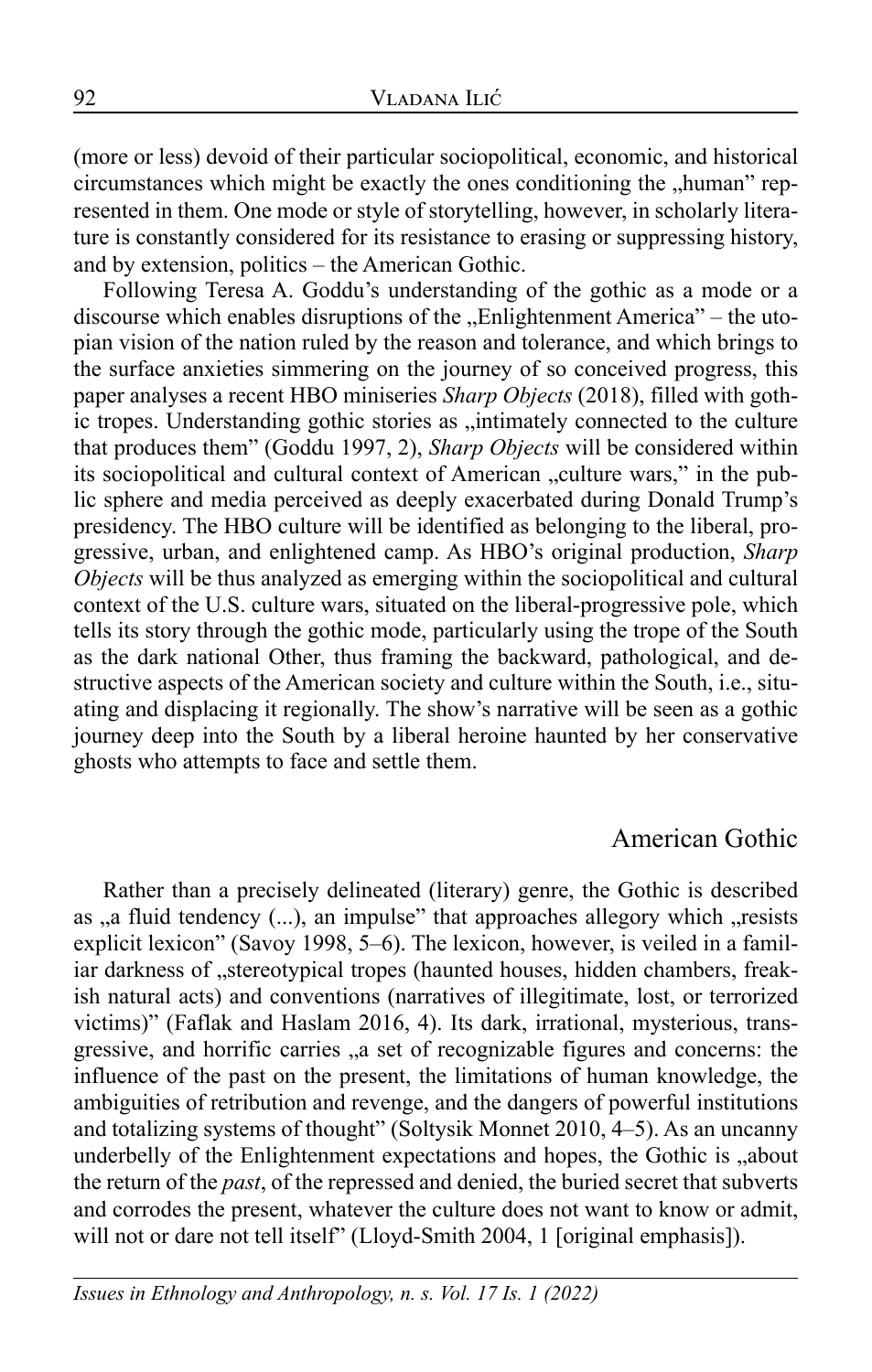(more or less) devoid of their particular sociopolitical, economic, and historical circumstances which might be exactly the ones conditioning the „human" represented in them. One mode or style of storytelling, however, in scholarly literature is constantly considered for its resistance to erasing or suppressing history, and by extension, politics – the American Gothic.

Following Teresa A. Goddu's understanding of the gothic as a mode or a discourse which enables disruptions of the „Enlightenment America" – the utopian vision of the nation ruled by the reason and tolerance, and which brings to the surface anxieties simmering on the journey of so conceived progress, this paper analyses a recent HBO miniseries *Sharp Objects* (2018), filled with gothic tropes. Understanding gothic stories as „intimately connected to the culture that produces them" (Goddu 1997, 2), *Sharp Objects* will be considered within its sociopolitical and cultural context of American „culture wars," in the public sphere and media perceived as deeply exacerbated during Donald Trump's presidency. The HBO culture will be identified as belonging to the liberal, progressive, urban, and enlightened camp. As HBO's original production, *Sharp Objects* will be thus analyzed as emerging within the sociopolitical and cultural context of the U.S. culture wars, situated on the liberal-progressive pole, which tells its story through the gothic mode, particularly using the trope of the South as the dark national Other, thus framing the backward, pathological, and destructive aspects of the American society and culture within the South, i.e., situating and displacing it regionally. The show's narrative will be seen as a gothic journey deep into the South by a liberal heroine haunted by her conservative ghosts who attempts to face and settle them.

## American Gothic

Rather than a precisely delineated (literary) genre, the Gothic is described as „a fluid tendency (...), an impulse" that approaches allegory which „resists explicit lexicon" (Savoy 1998, 5–6). The lexicon, however, is veiled in a familiar darkness of „stereotypical tropes (haunted houses, hidden chambers, freakish natural acts) and conventions (narratives of illegitimate, lost, or terrorized victims)" (Faflak and Haslam 2016, 4). Its dark, irrational, mysterious, transgressive, and horrific carries „a set of recognizable figures and concerns: the influence of the past on the present, the limitations of human knowledge, the ambiguities of retribution and revenge, and the dangers of powerful institutions and totalizing systems of thought" (Soltysik Monnet 2010, 4–5). As an uncanny underbelly of the Enlightenment expectations and hopes, the Gothic is „about the return of the *past*, of the repressed and denied, the buried secret that subverts and corrodes the present, whatever the culture does not want to know or admit, will not or dare not tell itself" (Lloyd-Smith 2004, 1 [original emphasis]).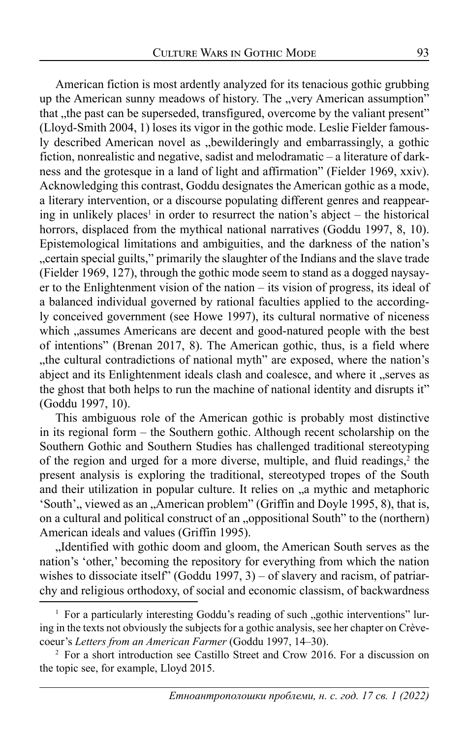American fiction is most ardently analyzed for its tenacious gothic grubbing up the American sunny meadows of history. The „very American assumption" that „the past can be superseded, transfigured, overcome by the valiant present" (Lloyd-Smith 2004, 1) loses its vigor in the gothic mode. Leslie Fielder famously described American novel as „bewilderingly and embarrassingly, a gothic fiction, nonrealistic and negative, sadist and melodramatic – a literature of darkness and the grotesque in a land of light and affirmation" (Fielder 1969, xxiv). Acknowledging this contrast, Goddu designates the American gothic as a mode, a literary intervention, or a discourse populating different genres and reappearing in unlikely places[1] in order to resurrect the nation's abject – the historical horrors, displaced from the mythical national narratives (Goddu 1997, 8, 10). Epistemological limitations and ambiguities, and the darkness of the nation's „certain special guilts," primarily the slaughter of the Indians and the slave trade (Fielder 1969, 127), through the gothic mode seem to stand as a dogged naysayer to the Enlightenment vision of the nation – its vision of progress, its ideal of a balanced individual governed by rational faculties applied to the accordingly conceived government (see Howe 1997), its cultural normative of niceness which „assumes Americans are decent and good-natured people with the best of intentions" (Brenan 2017, 8). The American gothic, thus, is a field where „the cultural contradictions of national myth" are exposed, where the nation's abject and its Enlightenment ideals clash and coalesce, and where it „serves as the ghost that both helps to run the machine of national identity and disrupts it" (Goddu 1997, 10).

This ambiguous role of the American gothic is probably most distinctive in its regional form – the Southern gothic. Although recent scholarship on the Southern Gothic and Southern Studies has challenged traditional stereotyping of the region and urged for a more diverse, multiple, and fluid readings,[2] the present analysis is exploring the traditional, stereotyped tropes of the South and their utilization in popular culture. It relies on „a mythic and metaphoric 'South'„ viewed as an „American problem" (Griffin and Doyle 1995, 8), that is, on a cultural and political construct of an „oppositional South" to the (northern) American ideals and values (Griffin 1995).

„Identified with gothic doom and gloom, the American South serves as the nation's 'other,' becoming the repository for everything from which the nation wishes to dissociate itself" (Goddu 1997, 3) – of slavery and racism, of patriarchy and religious orthodoxy, of social and economic classism, of backwardness

---

[1] For a particularly interesting Goddu's reading of such „gothic interventions" luring in the texts not obviously the subjects for a gothic analysis, see her chapter on Crèvecoeur's *Letters from an American Farmer* (Goddu 1997, 14–30).

[2] For a short introduction see Castillo Street and Crow 2016. For a discussion on the topic see, for example, Lloyd 2015.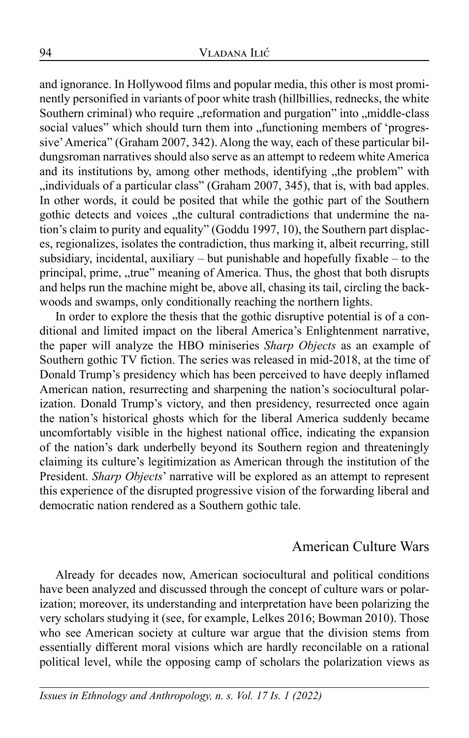and ignorance. In Hollywood films and popular media, this other is most prominently personified in variants of poor white trash (hillbillies, rednecks, the white Southern criminal) who require „reformation and purgation" into „middle-class social values" which should turn them into „functioning members of 'progressive' America" (Graham 2007, 342). Along the way, each of these particular bildungsroman narratives should also serve as an attempt to redeem white America and its institutions by, among other methods, identifying „the problem" with „individuals of a particular class" (Graham 2007, 345), that is, with bad apples. In other words, it could be posited that while the gothic part of the Southern gothic detects and voices „the cultural contradictions that undermine the nation's claim to purity and equality" (Goddu 1997, 10), the Southern part displaces, regionalizes, isolates the contradiction, thus marking it, albeit recurring, still subsidiary, incidental, auxiliary – but punishable and hopefully fixable – to the principal, prime, „true" meaning of America. Thus, the ghost that both disrupts and helps run the machine might be, above all, chasing its tail, circling the backwoods and swamps, only conditionally reaching the northern lights.

In order to explore the thesis that the gothic disruptive potential is of a conditional and limited impact on the liberal America's Enlightenment narrative, the paper will analyze the HBO miniseries *Sharp Objects* as an example of Southern gothic TV fiction. The series was released in mid-2018, at the time of Donald Trump's presidency which has been perceived to have deeply inflamed American nation, resurrecting and sharpening the nation's sociocultural polarization. Donald Trump's victory, and then presidency, resurrected once again the nation's historical ghosts which for the liberal America suddenly became uncomfortably visible in the highest national office, indicating the expansion of the nation's dark underbelly beyond its Southern region and threateningly claiming its culture's legitimization as American through the institution of the President. *Sharp Objects*' narrative will be explored as an attempt to represent this experience of the disrupted progressive vision of the forwarding liberal and democratic nation rendered as a Southern gothic tale.

## American Culture Wars

Already for decades now, American sociocultural and political conditions have been analyzed and discussed through the concept of culture wars or polarization; moreover, its understanding and interpretation have been polarizing the very scholars studying it (see, for example, Lelkes 2016; Bowman 2010). Those who see American society at culture war argue that the division stems from essentially different moral visions which are hardly reconcilable on a rational political level, while the opposing camp of scholars the polarization views as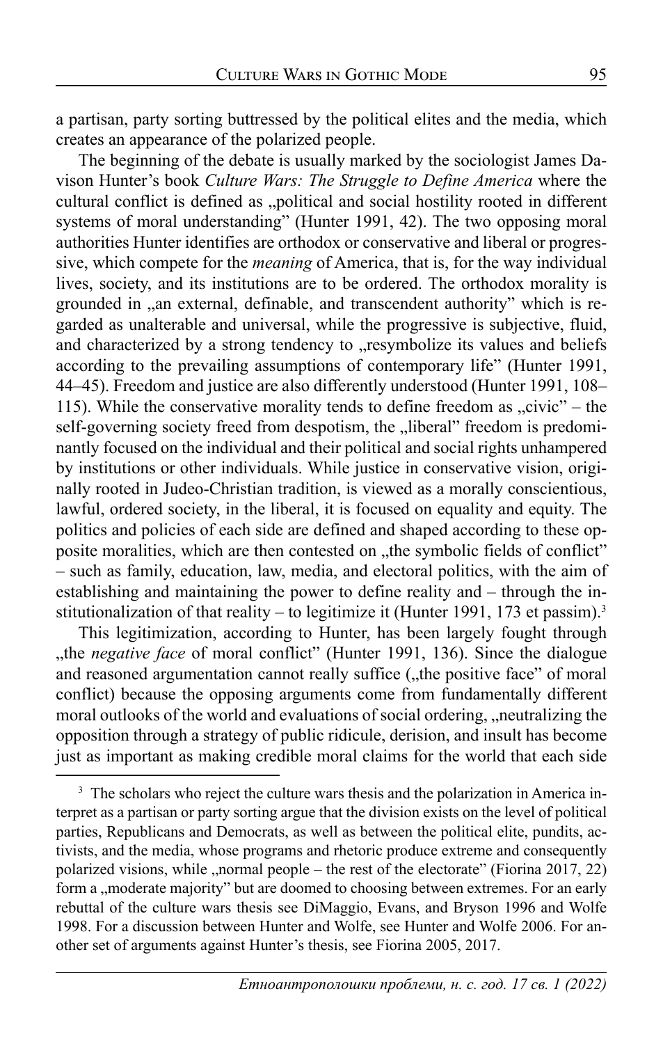a partisan, party sorting buttressed by the political elites and the media, which creates an appearance of the polarized people.

The beginning of the debate is usually marked by the sociologist James Davison Hunter's book *Culture Wars: The Struggle to Define America* where the cultural conflict is defined as „political and social hostility rooted in different systems of moral understanding" (Hunter 1991, 42). The two opposing moral authorities Hunter identifies are orthodox or conservative and liberal or progressive, which compete for the *meaning* of America, that is, for the way individual lives, society, and its institutions are to be ordered. The orthodox morality is grounded in „an external, definable, and transcendent authority" which is regarded as unalterable and universal, while the progressive is subjective, fluid, and characterized by a strong tendency to „resymbolize its values and beliefs according to the prevailing assumptions of contemporary life" (Hunter 1991, 44–45). Freedom and justice are also differently understood (Hunter 1991, 108–115). While the conservative morality tends to define freedom as „civic" – the self-governing society freed from despotism, the „liberal" freedom is predominantly focused on the individual and their political and social rights unhampered by institutions or other individuals. While justice in conservative vision, originally rooted in Judeo-Christian tradition, is viewed as a morally conscientious, lawful, ordered society, in the liberal, it is focused on equality and equity. The politics and policies of each side are defined and shaped according to these opposite moralities, which are then contested on „the symbolic fields of conflict" – such as family, education, law, media, and electoral politics, with the aim of establishing and maintaining the power to define reality and – through the institutionalization of that reality – to legitimize it (Hunter 1991, 173 et passim).[3]

This legitimization, according to Hunter, has been largely fought through „the *negative face* of moral conflict" (Hunter 1991, 136). Since the dialogue and reasoned argumentation cannot really suffice („the positive face" of moral conflict) because the opposing arguments come from fundamentally different moral outlooks of the world and evaluations of social ordering, „neutralizing the opposition through a strategy of public ridicule, derision, and insult has become just as important as making credible moral claims for the world that each side

[3] The scholars who reject the culture wars thesis and the polarization in America interpret as a partisan or party sorting argue that the division exists on the level of political parties, Republicans and Democrats, as well as between the political elite, pundits, activists, and the media, whose programs and rhetoric produce extreme and consequently polarized visions, while „normal people – the rest of the electorate" (Fiorina 2017, 22) form a „moderate majority" but are doomed to choosing between extremes. For an early rebuttal of the culture wars thesis see DiMaggio, Evans, and Bryson 1996 and Wolfe 1998. For a discussion between Hunter and Wolfe, see Hunter and Wolfe 2006. For another set of arguments against Hunter's thesis, see Fiorina 2005, 2017.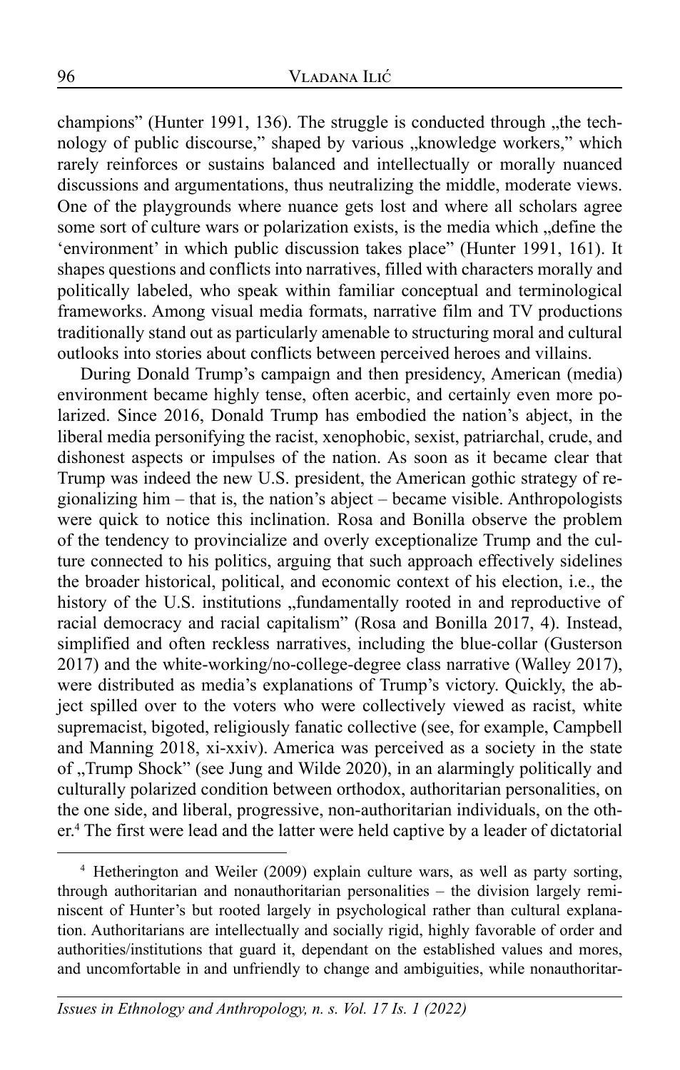champions" (Hunter 1991, 136). The struggle is conducted through „the technology of public discourse," shaped by various „knowledge workers," which rarely reinforces or sustains balanced and intellectually or morally nuanced discussions and argumentations, thus neutralizing the middle, moderate views. One of the playgrounds where nuance gets lost and where all scholars agree some sort of culture wars or polarization exists, is the media which „define the 'environment' in which public discussion takes place" (Hunter 1991, 161). It shapes questions and conflicts into narratives, filled with characters morally and politically labeled, who speak within familiar conceptual and terminological frameworks. Among visual media formats, narrative film and TV productions traditionally stand out as particularly amenable to structuring moral and cultural outlooks into stories about conflicts between perceived heroes and villains.

During Donald Trump's campaign and then presidency, American (media) environment became highly tense, often acerbic, and certainly even more polarized. Since 2016, Donald Trump has embodied the nation's abject, in the liberal media personifying the racist, xenophobic, sexist, patriarchal, crude, and dishonest aspects or impulses of the nation. As soon as it became clear that Trump was indeed the new U.S. president, the American gothic strategy of regionalizing him – that is, the nation's abject – became visible. Anthropologists were quick to notice this inclination. Rosa and Bonilla observe the problem of the tendency to provincialize and overly exceptionalize Trump and the culture connected to his politics, arguing that such approach effectively sidelines the broader historical, political, and economic context of his election, i.e., the history of the U.S. institutions „fundamentally rooted in and reproductive of racial democracy and racial capitalism" (Rosa and Bonilla 2017, 4). Instead, simplified and often reckless narratives, including the blue-collar (Gusterson 2017) and the white-working/no-college-degree class narrative (Walley 2017), were distributed as media's explanations of Trump's victory. Quickly, the abject spilled over to the voters who were collectively viewed as racist, white supremacist, bigoted, religiously fanatic collective (see, for example, Campbell and Manning 2018, xi-xxiv). America was perceived as a society in the state of „Trump Shock" (see Jung and Wilde 2020), in an alarmingly politically and culturally polarized condition between orthodox, authoritarian personalities, on the one side, and liberal, progressive, non-authoritarian individuals, on the other.[4] The first were lead and the latter were held captive by a leader of dictatorial

[4] Hetherington and Weiler (2009) explain culture wars, as well as party sorting, through authoritarian and nonauthoritarian personalities – the division largely reminiscent of Hunter's but rooted largely in psychological rather than cultural explanation. Authoritarians are intellectually and socially rigid, highly favorable of order and authorities/institutions that guard it, dependant on the established values and mores, and uncomfortable in and unfriendly to change and ambiguities, while nonauthoritar-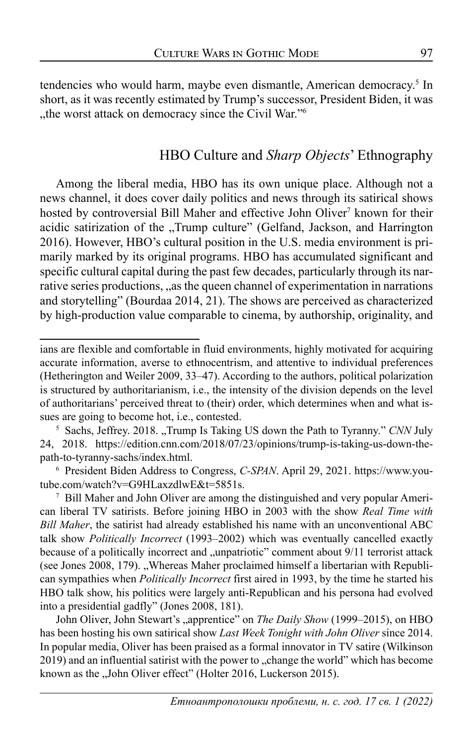tendencies who would harm, maybe even dismantle, American democracy.[5] In short, as it was recently estimated by Trump's successor, President Biden, it was „the worst attack on democracy since the Civil War."[6]

## HBO Culture and *Sharp Objects*' Ethnography

Among the liberal media, HBO has its own unique place. Although not a news channel, it does cover daily politics and news through its satirical shows hosted by controversial Bill Maher and effective John Oliver[7] known for their acidic satirization of the „Trump culture" (Gelfand, Jackson, and Harrington 2016). However, HBO's cultural position in the U.S. media environment is primarily marked by its original programs. HBO has accumulated significant and specific cultural capital during the past few decades, particularly through its narrative series productions, „as the queen channel of experimentation in narrations and storytelling" (Bourdaa 2014, 21). The shows are perceived as characterized by high-production value comparable to cinema, by authorship, originality, and

---

ians are flexible and comfortable in fluid environments, highly motivated for acquiring accurate information, averse to ethnocentrism, and attentive to individual preferences (Hetherington and Weiler 2009, 33–47). According to the authors, political polarization is structured by authoritarianism, i.e., the intensity of the division depends on the level of authoritarians' perceived threat to (their) order, which determines when and what issues are going to become hot, i.e., contested.

[5] Sachs, Jeffrey. 2018. „Trump Is Taking US down the Path to Tyranny." *CNN* July 24, 2018. https://edition.cnn.com/2018/07/23/opinions/trump-is-taking-us-down-the-path-to-tyranny-sachs/index.html.

[6] President Biden Address to Congress, *C-SPAN*. April 29, 2021. https://www.youtube.com/watch?v=G9HLaxzdlwE&t=5851s.

[7] Bill Maher and John Oliver are among the distinguished and very popular American liberal TV satirists. Before joining HBO in 2003 with the show *Real Time with Bill Maher*, the satirist had already established his name with an unconventional ABC talk show *Politically Incorrect* (1993–2002) which was eventually cancelled exactly because of a politically incorrect and „unpatriotic" comment about 9/11 terrorist attack (see Jones 2008, 179). „Whereas Maher proclaimed himself a libertarian with Republican sympathies when *Politically Incorrect* first aired in 1993, by the time he started his HBO talk show, his politics were largely anti-Republican and his persona had evolved into a presidential gadfly" (Jones 2008, 181).

John Oliver, John Stewart's „apprentice" on *The Daily Show* (1999–2015), on HBO has been hosting his own satirical show *Last Week Tonight with John Oliver* since 2014. In popular media, Oliver has been praised as a formal innovator in TV satire (Wilkinson 2019) and an influential satirist with the power to „change the world" which has become known as the „John Oliver effect" (Holter 2016, Luckerson 2015).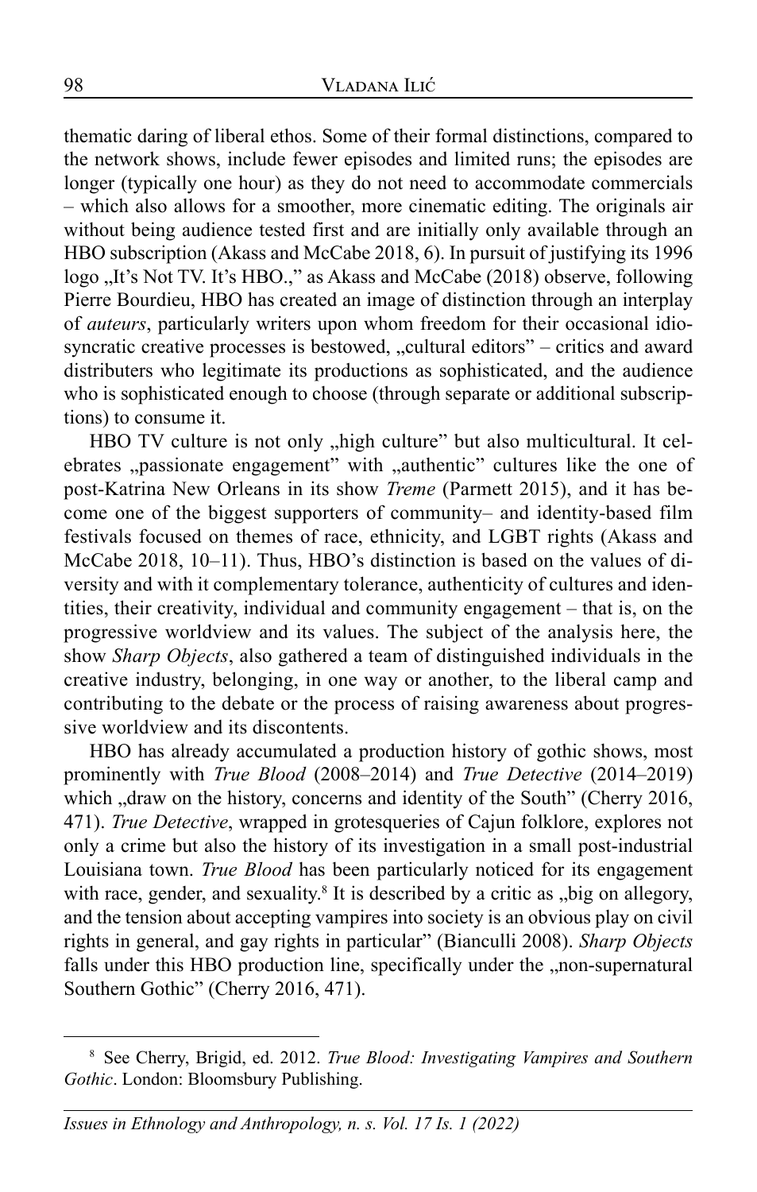thematic daring of liberal ethos. Some of their formal distinctions, compared to the network shows, include fewer episodes and limited runs; the episodes are longer (typically one hour) as they do not need to accommodate commercials – which also allows for a smoother, more cinematic editing. The originals air without being audience tested first and are initially only available through an HBO subscription (Akass and McCabe 2018, 6). In pursuit of justifying its 1996 logo „It's Not TV. It's HBO.," as Akass and McCabe (2018) observe, following Pierre Bourdieu, HBO has created an image of distinction through an interplay of *auteurs*, particularly writers upon whom freedom for their occasional idiosyncratic creative processes is bestowed, „cultural editors" – critics and award distributers who legitimate its productions as sophisticated, and the audience who is sophisticated enough to choose (through separate or additional subscriptions) to consume it.

HBO TV culture is not only „high culture" but also multicultural. It celebrates „passionate engagement" with „authentic" cultures like the one of post-Katrina New Orleans in its show *Treme* (Parmett 2015), and it has become one of the biggest supporters of community– and identity-based film festivals focused on themes of race, ethnicity, and LGBT rights (Akass and McCabe 2018, 10–11). Thus, HBO's distinction is based on the values of diversity and with it complementary tolerance, authenticity of cultures and identities, their creativity, individual and community engagement – that is, on the progressive worldview and its values. The subject of the analysis here, the show *Sharp Objects*, also gathered a team of distinguished individuals in the creative industry, belonging, in one way or another, to the liberal camp and contributing to the debate or the process of raising awareness about progressive worldview and its discontents.

HBO has already accumulated a production history of gothic shows, most prominently with *True Blood* (2008–2014) and *True Detective* (2014–2019) which „draw on the history, concerns and identity of the South" (Cherry 2016, 471). *True Detective*, wrapped in grotesqueries of Cajun folklore, explores not only a crime but also the history of its investigation in a small post-industrial Louisiana town. *True Blood* has been particularly noticed for its engagement with race, gender, and sexuality.[8] It is described by a critic as „big on allegory, and the tension about accepting vampires into society is an obvious play on civil rights in general, and gay rights in particular" (Bianculli 2008). *Sharp Objects* falls under this HBO production line, specifically under the „non-supernatural Southern Gothic" (Cherry 2016, 471).

---

[8] See Cherry, Brigid, ed. 2012. *True Blood: Investigating Vampires and Southern Gothic*. London: Bloomsbury Publishing.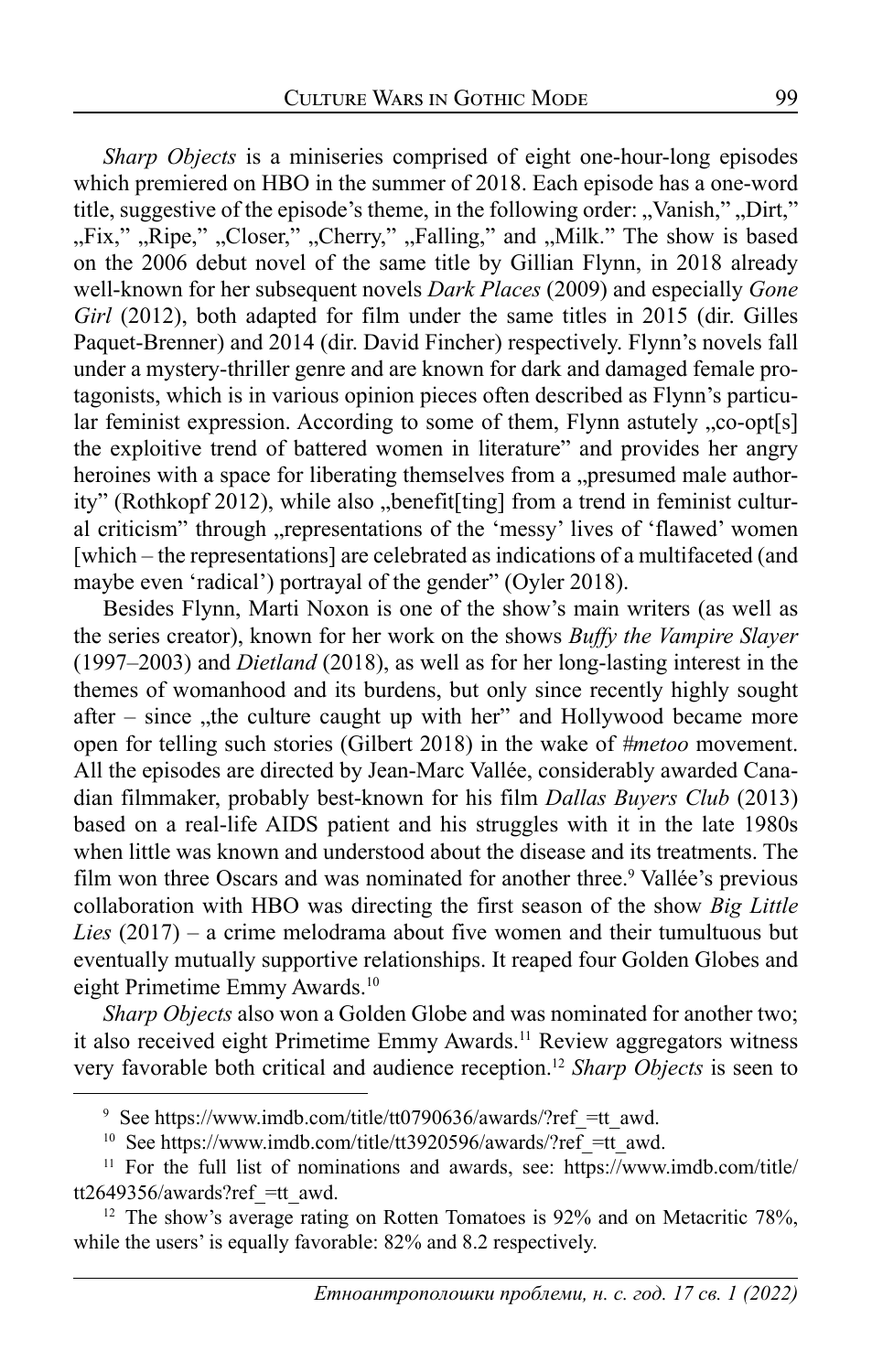*Sharp Objects* is a miniseries comprised of eight one-hour-long episodes which premiered on HBO in the summer of 2018. Each episode has a one-word title, suggestive of the episode's theme, in the following order: „Vanish," „Dirt," „Fix," „Ripe," „Closer," „Cherry," „Falling," and „Milk." The show is based on the 2006 debut novel of the same title by Gillian Flynn, in 2018 already well-known for her subsequent novels *Dark Places* (2009) and especially *Gone Girl* (2012), both adapted for film under the same titles in 2015 (dir. Gilles Paquet-Brenner) and 2014 (dir. David Fincher) respectively. Flynn's novels fall under a mystery-thriller genre and are known for dark and damaged female protagonists, which is in various opinion pieces often described as Flynn's particular feminist expression. According to some of them, Flynn astutely „co-opt[s] the exploitive trend of battered women in literature" and provides her angry heroines with a space for liberating themselves from a „presumed male authority" (Rothkopf 2012), while also „benefit[ting] from a trend in feminist cultural criticism" through „representations of the 'messy' lives of 'flawed' women [which – the representations] are celebrated as indications of a multifaceted (and maybe even 'radical') portrayal of the gender" (Oyler 2018).

Besides Flynn, Marti Noxon is one of the show's main writers (as well as the series creator), known for her work on the shows *Buffy the Vampire Slayer* (1997–2003) and *Dietland* (2018), as well as for her long-lasting interest in the themes of womanhood and its burdens, but only since recently highly sought after – since „the culture caught up with her" and Hollywood became more open for telling such stories (Gilbert 2018) in the wake of *#metoo* movement. All the episodes are directed by Jean-Marc Vallée, considerably awarded Canadian filmmaker, probably best-known for his film *Dallas Buyers Club* (2013) based on a real-life AIDS patient and his struggles with it in the late 1980s when little was known and understood about the disease and its treatments. The film won three Oscars and was nominated for another three.[9] Vallée's previous collaboration with HBO was directing the first season of the show *Big Little Lies* (2017) – a crime melodrama about five women and their tumultuous but eventually mutually supportive relationships. It reaped four Golden Globes and eight Primetime Emmy Awards.[10]

*Sharp Objects* also won a Golden Globe and was nominated for another two; it also received eight Primetime Emmy Awards.[11] Review aggregators witness very favorable both critical and audience reception.[12] *Sharp Objects* is seen to

---

[9] See https://www.imdb.com/title/tt0790636/awards/?ref_=tt_awd.

[10] See https://www.imdb.com/title/tt3920596/awards/?ref_=tt_awd.

[11] For the full list of nominations and awards, see: https://www.imdb.com/title/tt2649356/awards?ref_=tt_awd.

[12] The show's average rating on Rotten Tomatoes is 92% and on Metacritic 78%, while the users' is equally favorable: 82% and 8.2 respectively.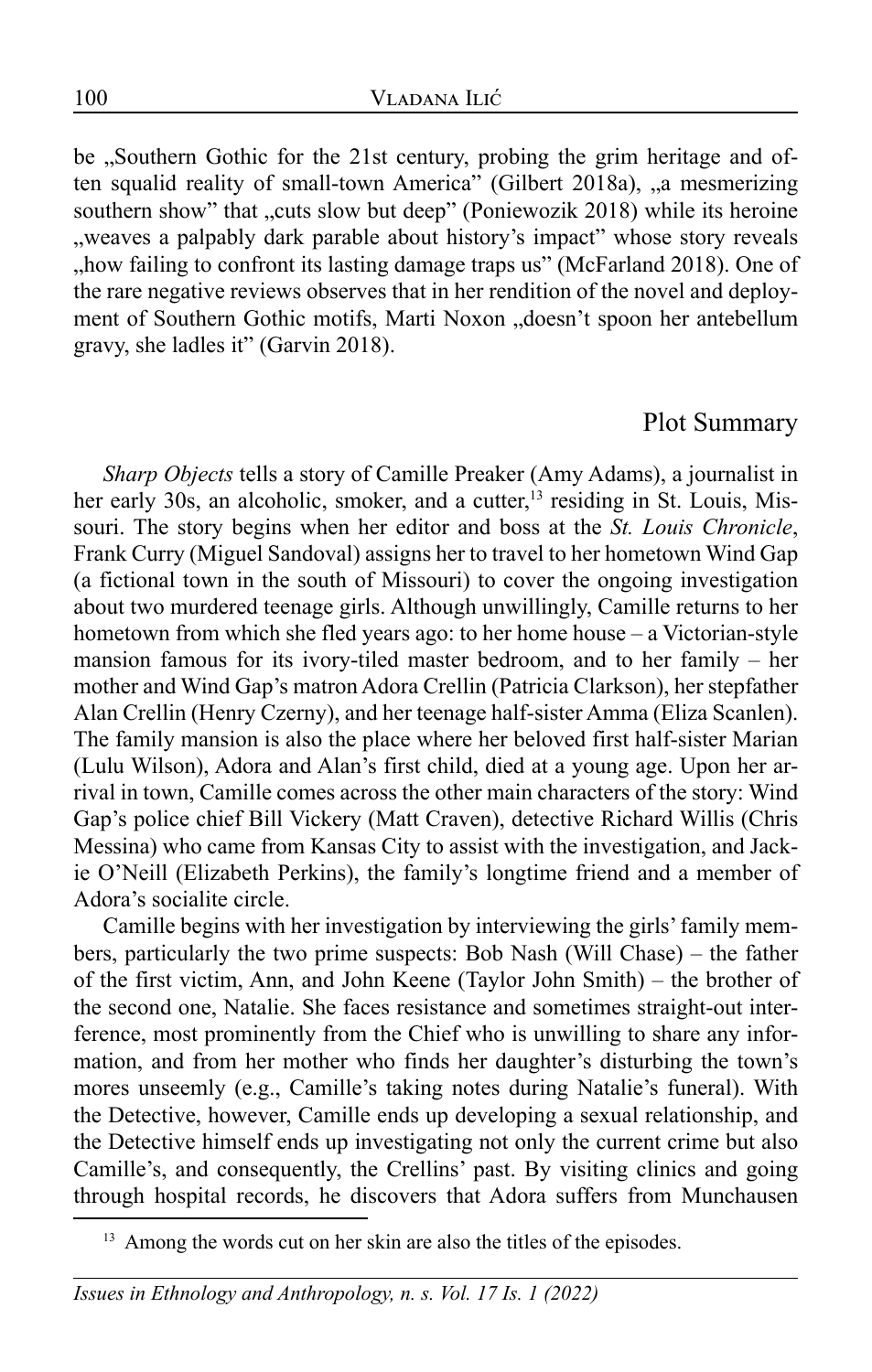be „Southern Gothic for the 21st century, probing the grim heritage and often squalid reality of small-town America" (Gilbert 2018a), „a mesmerizing southern show" that „cuts slow but deep" (Poniewozik 2018) while its heroine „weaves a palpably dark parable about history's impact" whose story reveals „how failing to confront its lasting damage traps us" (McFarland 2018). One of the rare negative reviews observes that in her rendition of the novel and deployment of Southern Gothic motifs, Marti Noxon „doesn't spoon her antebellum gravy, she ladles it" (Garvin 2018).

## Plot Summary

*Sharp Objects* tells a story of Camille Preaker (Amy Adams), a journalist in her early 30s, an alcoholic, smoker, and a cutter,[13] residing in St. Louis, Missouri. The story begins when her editor and boss at the *St. Louis Chronicle*, Frank Curry (Miguel Sandoval) assigns her to travel to her hometown Wind Gap (a fictional town in the south of Missouri) to cover the ongoing investigation about two murdered teenage girls. Although unwillingly, Camille returns to her hometown from which she fled years ago: to her home house – a Victorian-style mansion famous for its ivory-tiled master bedroom, and to her family – her mother and Wind Gap's matron Adora Crellin (Patricia Clarkson), her stepfather Alan Crellin (Henry Czerny), and her teenage half-sister Amma (Eliza Scanlen). The family mansion is also the place where her beloved first half-sister Marian (Lulu Wilson), Adora and Alan's first child, died at a young age. Upon her arrival in town, Camille comes across the other main characters of the story: Wind Gap's police chief Bill Vickery (Matt Craven), detective Richard Willis (Chris Messina) who came from Kansas City to assist with the investigation, and Jackie O'Neill (Elizabeth Perkins), the family's longtime friend and a member of Adora's socialite circle.

Camille begins with her investigation by interviewing the girls' family members, particularly the two prime suspects: Bob Nash (Will Chase) – the father of the first victim, Ann, and John Keene (Taylor John Smith) – the brother of the second one, Natalie. She faces resistance and sometimes straight-out interference, most prominently from the Chief who is unwilling to share any information, and from her mother who finds her daughter's disturbing the town's mores unseemly (e.g., Camille's taking notes during Natalie's funeral). With the Detective, however, Camille ends up developing a sexual relationship, and the Detective himself ends up investigating not only the current crime but also Camille's, and consequently, the Crellins' past. By visiting clinics and going through hospital records, he discovers that Adora suffers from Munchausen

[13] Among the words cut on her skin are also the titles of the episodes.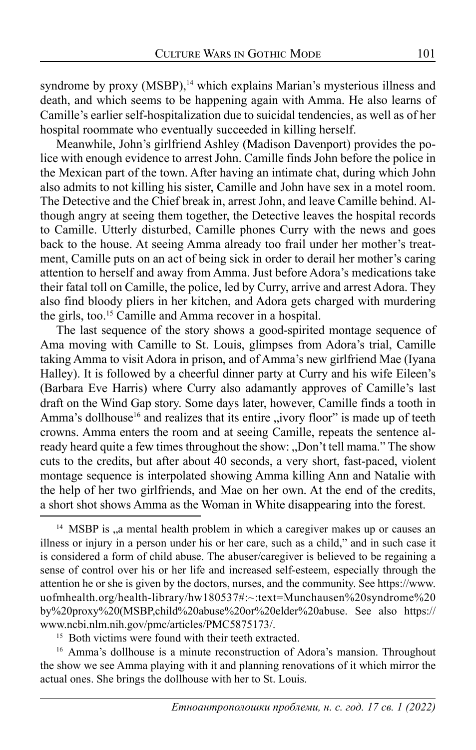syndrome by proxy (MSBP),[14] which explains Marian's mysterious illness and death, and which seems to be happening again with Amma. He also learns of Camille's earlier self-hospitalization due to suicidal tendencies, as well as of her hospital roommate who eventually succeeded in killing herself.

Meanwhile, John's girlfriend Ashley (Madison Davenport) provides the police with enough evidence to arrest John. Camille finds John before the police in the Mexican part of the town. After having an intimate chat, during which John also admits to not killing his sister, Camille and John have sex in a motel room. The Detective and the Chief break in, arrest John, and leave Camille behind. Although angry at seeing them together, the Detective leaves the hospital records to Camille. Utterly disturbed, Camille phones Curry with the news and goes back to the house. At seeing Amma already too frail under her mother's treatment, Camille puts on an act of being sick in order to derail her mother's caring attention to herself and away from Amma. Just before Adora's medications take their fatal toll on Camille, the police, led by Curry, arrive and arrest Adora. They also find bloody pliers in her kitchen, and Adora gets charged with murdering the girls, too.[15] Camille and Amma recover in a hospital.

The last sequence of the story shows a good-spirited montage sequence of Ama moving with Camille to St. Louis, glimpses from Adora's trial, Camille taking Amma to visit Adora in prison, and of Amma's new girlfriend Mae (Iyana Halley). It is followed by a cheerful dinner party at Curry and his wife Eileen's (Barbara Eve Harris) where Curry also adamantly approves of Camille's last draft on the Wind Gap story. Some days later, however, Camille finds a tooth in Amma's dollhouse[16] and realizes that its entire „ivory floor" is made up of teeth crowns. Amma enters the room and at seeing Camille, repeats the sentence already heard quite a few times throughout the show: „Don't tell mama." The show cuts to the credits, but after about 40 seconds, a very short, fast-paced, violent montage sequence is interpolated showing Amma killing Ann and Natalie with the help of her two girlfriends, and Mae on her own. At the end of the credits, a short shot shows Amma as the Woman in White disappearing into the forest.

---

[14] MSBP is „a mental health problem in which a caregiver makes up or causes an illness or injury in a person under his or her care, such as a child," and in such case it is considered a form of child abuse. The abuser/caregiver is believed to be regaining a sense of control over his or her life and increased self-esteem, especially through the attention he or she is given by the doctors, nurses, and the community. See https://www.uofmhealth.org/health-library/hw180537#:~:text=Munchausen%20syndrome%20by%20proxy%20(MSBP,child%20abuse%20or%20elder%20abuse. See also https://www.ncbi.nlm.nih.gov/pmc/articles/PMC5875173/.

[15] Both victims were found with their teeth extracted.

[16] Amma's dollhouse is a minute reconstruction of Adora's mansion. Throughout the show we see Amma playing with it and planning renovations of it which mirror the actual ones. She brings the dollhouse with her to St. Louis.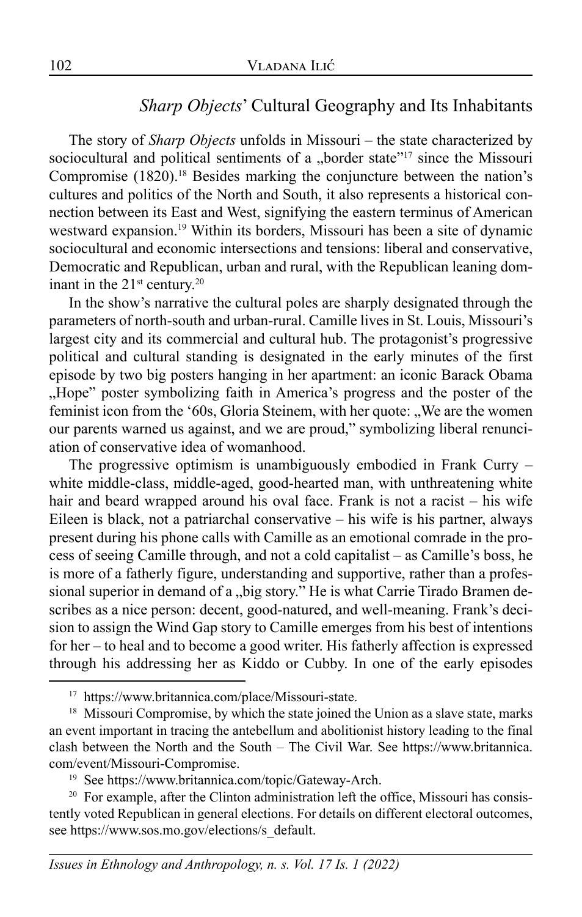## *Sharp Objects*' Cultural Geography and Its Inhabitants

The story of *Sharp Objects* unfolds in Missouri – the state characterized by sociocultural and political sentiments of a „border state"[17] since the Missouri Compromise (1820).[18] Besides marking the conjuncture between the nation's cultures and politics of the North and South, it also represents a historical connection between its East and West, signifying the eastern terminus of American westward expansion.[19] Within its borders, Missouri has been a site of dynamic sociocultural and economic intersections and tensions: liberal and conservative, Democratic and Republican, urban and rural, with the Republican leaning dominant in the 21st century.[20]

In the show's narrative the cultural poles are sharply designated through the parameters of north-south and urban-rural. Camille lives in St. Louis, Missouri's largest city and its commercial and cultural hub. The protagonist's progressive political and cultural standing is designated in the early minutes of the first episode by two big posters hanging in her apartment: an iconic Barack Obama „Hope" poster symbolizing faith in America's progress and the poster of the feminist icon from the '60s, Gloria Steinem, with her quote: „We are the women our parents warned us against, and we are proud," symbolizing liberal renunciation of conservative idea of womanhood.

The progressive optimism is unambiguously embodied in Frank Curry – white middle-class, middle-aged, good-hearted man, with unthreatening white hair and beard wrapped around his oval face. Frank is not a racist – his wife Eileen is black, not a patriarchal conservative – his wife is his partner, always present during his phone calls with Camille as an emotional comrade in the process of seeing Camille through, and not a cold capitalist – as Camille's boss, he is more of a fatherly figure, understanding and supportive, rather than a professional superior in demand of a „big story." He is what Carrie Tirado Bramen describes as a nice person: decent, good-natured, and well-meaning. Frank's decision to assign the Wind Gap story to Camille emerges from his best of intentions for her – to heal and to become a good writer. His fatherly affection is expressed through his addressing her as Kiddo or Cubby. In one of the early episodes

---

[17] https://www.britannica.com/place/Missouri-state.

[18] Missouri Compromise, by which the state joined the Union as a slave state, marks an event important in tracing the antebellum and abolitionist history leading to the final clash between the North and the South – The Civil War. See https://www.britannica.com/event/Missouri-Compromise.

[19] See https://www.britannica.com/topic/Gateway-Arch.

[20] For example, after the Clinton administration left the office, Missouri has consistently voted Republican in general elections. For details on different electoral outcomes, see https://www.sos.mo.gov/elections/s_default.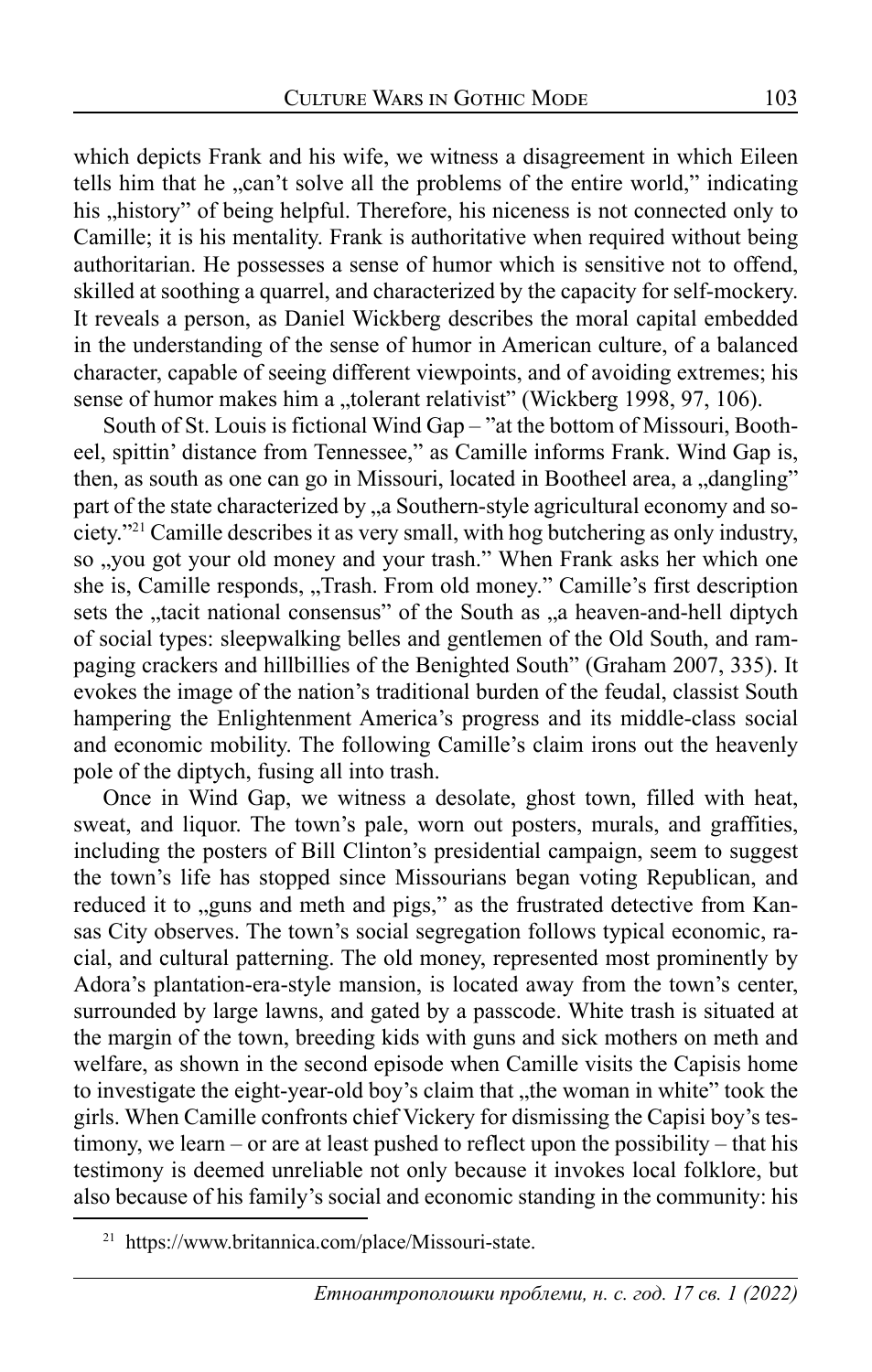which depicts Frank and his wife, we witness a disagreement in which Eileen tells him that he „can't solve all the problems of the entire world," indicating his „history" of being helpful. Therefore, his niceness is not connected only to Camille; it is his mentality. Frank is authoritative when required without being authoritarian. He possesses a sense of humor which is sensitive not to offend, skilled at soothing a quarrel, and characterized by the capacity for self-mockery. It reveals a person, as Daniel Wickberg describes the moral capital embedded in the understanding of the sense of humor in American culture, of a balanced character, capable of seeing different viewpoints, and of avoiding extremes; his sense of humor makes him a „tolerant relativist" (Wickberg 1998, 97, 106).

South of St. Louis is fictional Wind Gap – "at the bottom of Missouri, Bootheel, spittin' distance from Tennessee," as Camille informs Frank. Wind Gap is, then, as south as one can go in Missouri, located in Bootheel area, a „dangling" part of the state characterized by „a Southern-style agricultural economy and society."[21] Camille describes it as very small, with hog butchering as only industry, so „you got your old money and your trash." When Frank asks her which one she is, Camille responds, „Trash. From old money." Camille's first description sets the „tacit national consensus" of the South as „a heaven-and-hell diptych of social types: sleepwalking belles and gentlemen of the Old South, and rampaging crackers and hillbillies of the Benighted South" (Graham 2007, 335). It evokes the image of the nation's traditional burden of the feudal, classist South hampering the Enlightenment America's progress and its middle-class social and economic mobility. The following Camille's claim irons out the heavenly pole of the diptych, fusing all into trash.

Once in Wind Gap, we witness a desolate, ghost town, filled with heat, sweat, and liquor. The town's pale, worn out posters, murals, and graffities, including the posters of Bill Clinton's presidential campaign, seem to suggest the town's life has stopped since Missourians began voting Republican, and reduced it to „guns and meth and pigs," as the frustrated detective from Kansas City observes. The town's social segregation follows typical economic, racial, and cultural patterning. The old money, represented most prominently by Adora's plantation-era-style mansion, is located away from the town's center, surrounded by large lawns, and gated by a passcode. White trash is situated at the margin of the town, breeding kids with guns and sick mothers on meth and welfare, as shown in the second episode when Camille visits the Capisis home to investigate the eight-year-old boy's claim that „the woman in white" took the girls. When Camille confronts chief Vickery for dismissing the Capisi boy's testimony, we learn – or are at least pushed to reflect upon the possibility – that his testimony is deemed unreliable not only because it invokes local folklore, but also because of his family's social and economic standing in the community: his

[21] https://www.britannica.com/place/Missouri-state.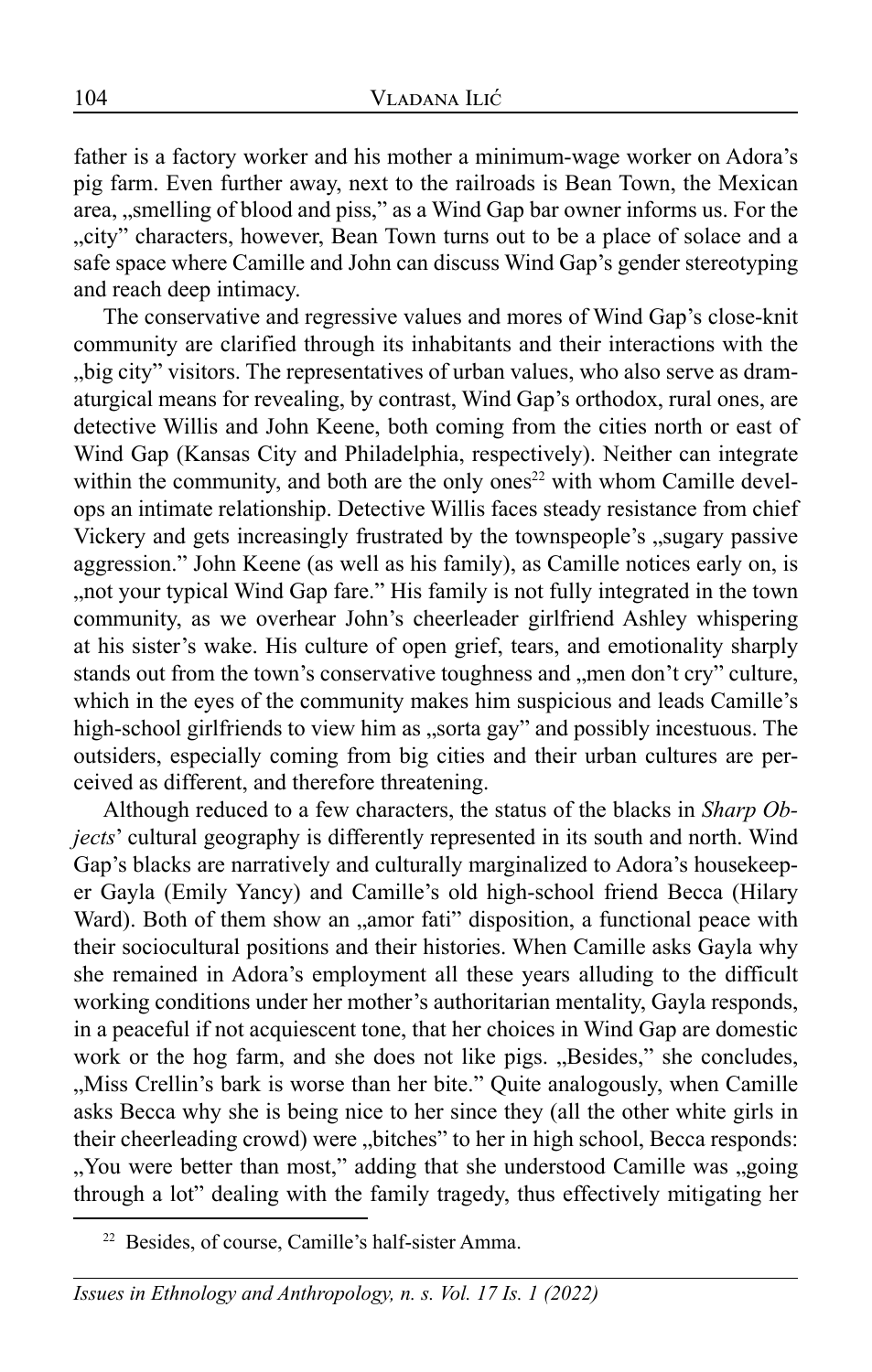father is a factory worker and his mother a minimum-wage worker on Adora's pig farm. Even further away, next to the railroads is Bean Town, the Mexican area, „smelling of blood and piss," as a Wind Gap bar owner informs us. For the „city" characters, however, Bean Town turns out to be a place of solace and a safe space where Camille and John can discuss Wind Gap's gender stereotyping and reach deep intimacy.

The conservative and regressive values and mores of Wind Gap's close-knit community are clarified through its inhabitants and their interactions with the „big city" visitors. The representatives of urban values, who also serve as dramaturgical means for revealing, by contrast, Wind Gap's orthodox, rural ones, are detective Willis and John Keene, both coming from the cities north or east of Wind Gap (Kansas City and Philadelphia, respectively). Neither can integrate within the community, and both are the only ones[22] with whom Camille develops an intimate relationship. Detective Willis faces steady resistance from chief Vickery and gets increasingly frustrated by the townspeople's „sugary passive aggression." John Keene (as well as his family), as Camille notices early on, is „not your typical Wind Gap fare." His family is not fully integrated in the town community, as we overhear John's cheerleader girlfriend Ashley whispering at his sister's wake. His culture of open grief, tears, and emotionality sharply stands out from the town's conservative toughness and „men don't cry" culture, which in the eyes of the community makes him suspicious and leads Camille's high-school girlfriends to view him as „sorta gay" and possibly incestuous. The outsiders, especially coming from big cities and their urban cultures are perceived as different, and therefore threatening.

Although reduced to a few characters, the status of the blacks in *Sharp Objects*' cultural geography is differently represented in its south and north. Wind Gap's blacks are narratively and culturally marginalized to Adora's housekeeper Gayla (Emily Yancy) and Camille's old high-school friend Becca (Hilary Ward). Both of them show an „amor fati" disposition, a functional peace with their sociocultural positions and their histories. When Camille asks Gayla why she remained in Adora's employment all these years alluding to the difficult working conditions under her mother's authoritarian mentality, Gayla responds, in a peaceful if not acquiescent tone, that her choices in Wind Gap are domestic work or the hog farm, and she does not like pigs. „Besides," she concludes, „Miss Crellin's bark is worse than her bite." Quite analogously, when Camille asks Becca why she is being nice to her since they (all the other white girls in their cheerleading crowd) were „bitches" to her in high school, Becca responds: „You were better than most," adding that she understood Camille was „going through a lot" dealing with the family tragedy, thus effectively mitigating her

[22] Besides, of course, Camille's half-sister Amma.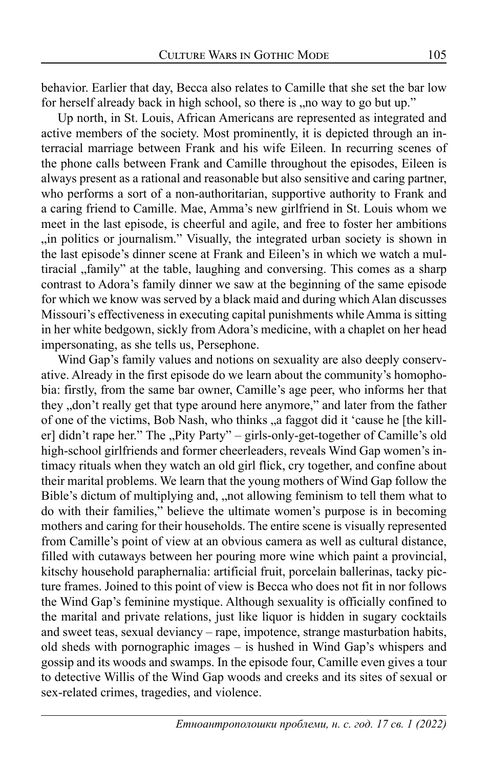behavior. Earlier that day, Becca also relates to Camille that she set the bar low for herself already back in high school, so there is „no way to go but up."

Up north, in St. Louis, African Americans are represented as integrated and active members of the society. Most prominently, it is depicted through an interracial marriage between Frank and his wife Eileen. In recurring scenes of the phone calls between Frank and Camille throughout the episodes, Eileen is always present as a rational and reasonable but also sensitive and caring partner, who performs a sort of a non-authoritarian, supportive authority to Frank and a caring friend to Camille. Mae, Amma's new girlfriend in St. Louis whom we meet in the last episode, is cheerful and agile, and free to foster her ambitions „in politics or journalism." Visually, the integrated urban society is shown in the last episode's dinner scene at Frank and Eileen's in which we watch a multiracial „family" at the table, laughing and conversing. This comes as a sharp contrast to Adora's family dinner we saw at the beginning of the same episode for which we know was served by a black maid and during which Alan discusses Missouri's effectiveness in executing capital punishments while Amma is sitting in her white bedgown, sickly from Adora's medicine, with a chaplet on her head impersonating, as she tells us, Persephone.

Wind Gap's family values and notions on sexuality are also deeply conservative. Already in the first episode do we learn about the community's homophobia: firstly, from the same bar owner, Camille's age peer, who informs her that they „don't really get that type around here anymore," and later from the father of one of the victims, Bob Nash, who thinks „a faggot did it 'cause he [the killer] didn't rape her." The „Pity Party" – girls-only-get-together of Camille's old high-school girlfriends and former cheerleaders, reveals Wind Gap women's intimacy rituals when they watch an old girl flick, cry together, and confine about their marital problems. We learn that the young mothers of Wind Gap follow the Bible's dictum of multiplying and, „not allowing feminism to tell them what to do with their families," believe the ultimate women's purpose is in becoming mothers and caring for their households. The entire scene is visually represented from Camille's point of view at an obvious camera as well as cultural distance, filled with cutaways between her pouring more wine which paint a provincial, kitschy household paraphernalia: artificial fruit, porcelain ballerinas, tacky picture frames. Joined to this point of view is Becca who does not fit in nor follows the Wind Gap's feminine mystique. Although sexuality is officially confined to the marital and private relations, just like liquor is hidden in sugary cocktails and sweet teas, sexual deviancy – rape, impotence, strange masturbation habits, old sheds with pornographic images – is hushed in Wind Gap's whispers and gossip and its woods and swamps. In the episode four, Camille even gives a tour to detective Willis of the Wind Gap woods and creeks and its sites of sexual or sex-related crimes, tragedies, and violence.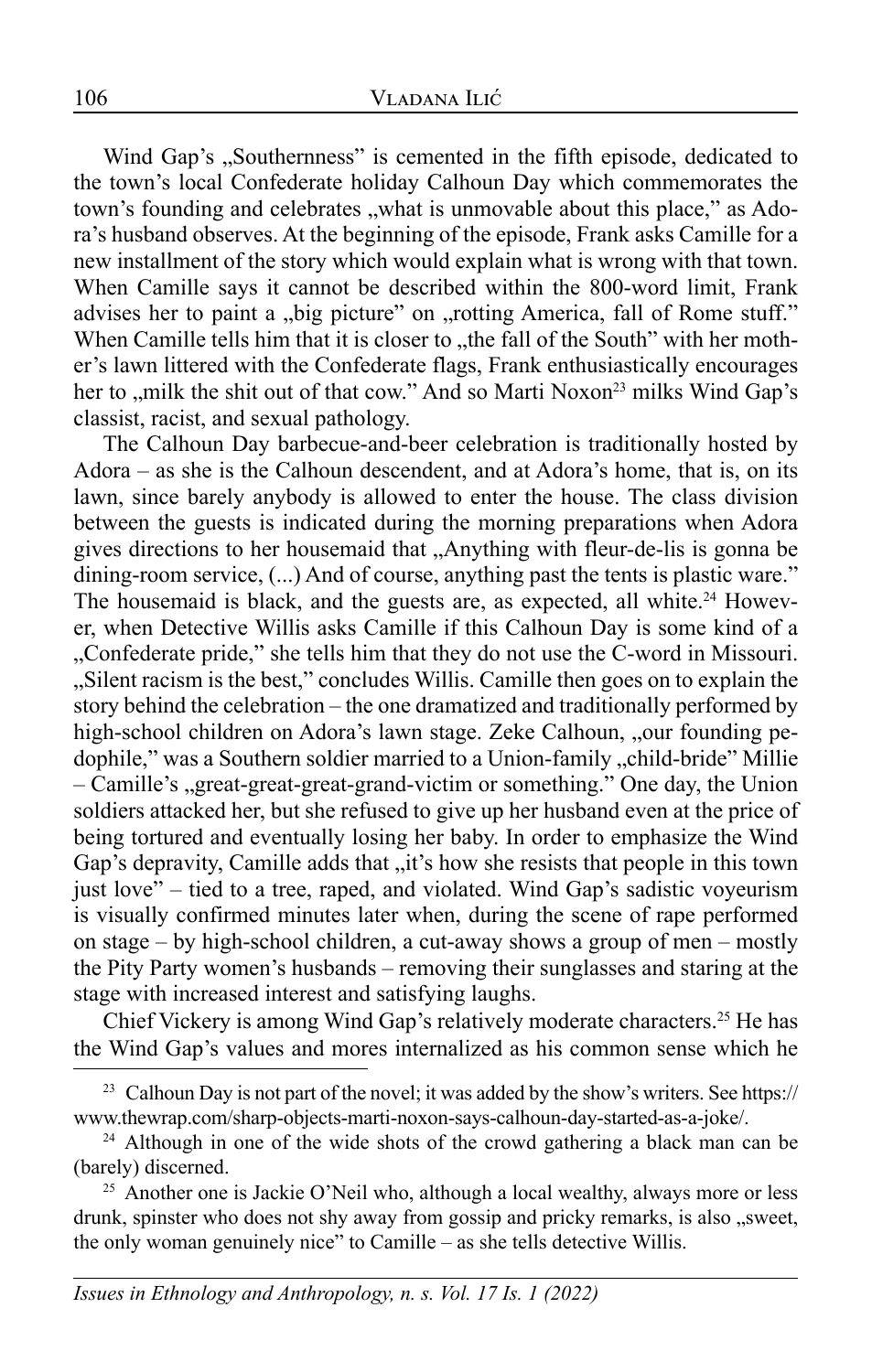Wind Gap's „Southernness" is cemented in the fifth episode, dedicated to the town's local Confederate holiday Calhoun Day which commemorates the town's founding and celebrates „what is unmovable about this place," as Adora's husband observes. At the beginning of the episode, Frank asks Camille for a new installment of the story which would explain what is wrong with that town. When Camille says it cannot be described within the 800-word limit, Frank advises her to paint a „big picture" on „rotting America, fall of Rome stuff." When Camille tells him that it is closer to „the fall of the South" with her mother's lawn littered with the Confederate flags, Frank enthusiastically encourages her to „milk the shit out of that cow." And so Marti Noxon[23] milks Wind Gap's classist, racist, and sexual pathology.

The Calhoun Day barbecue-and-beer celebration is traditionally hosted by Adora – as she is the Calhoun descendent, and at Adora's home, that is, on its lawn, since barely anybody is allowed to enter the house. The class division between the guests is indicated during the morning preparations when Adora gives directions to her housemaid that „Anything with fleur-de-lis is gonna be dining-room service, (...) And of course, anything past the tents is plastic ware." The housemaid is black, and the guests are, as expected, all white.[24] However, when Detective Willis asks Camille if this Calhoun Day is some kind of a „Confederate pride," she tells him that they do not use the C-word in Missouri. „Silent racism is the best," concludes Willis. Camille then goes on to explain the story behind the celebration – the one dramatized and traditionally performed by high-school children on Adora's lawn stage. Zeke Calhoun, „our founding pedophile," was a Southern soldier married to a Union-family „child-bride" Millie – Camille's „great-great-great-grand-victim or something." One day, the Union soldiers attacked her, but she refused to give up her husband even at the price of being tortured and eventually losing her baby. In order to emphasize the Wind Gap's depravity, Camille adds that „it's how she resists that people in this town just love" – tied to a tree, raped, and violated. Wind Gap's sadistic voyeurism is visually confirmed minutes later when, during the scene of rape performed on stage – by high-school children, a cut-away shows a group of men – mostly the Pity Party women's husbands – removing their sunglasses and staring at the stage with increased interest and satisfying laughs.

Chief Vickery is among Wind Gap's relatively moderate characters.[25] He has the Wind Gap's values and mores internalized as his common sense which he

---

[23] Calhoun Day is not part of the novel; it was added by the show's writers. See https://www.thewrap.com/sharp-objects-marti-noxon-says-calhoun-day-started-as-a-joke/.

[24] Although in one of the wide shots of the crowd gathering a black man can be (barely) discerned.

[25] Another one is Jackie O'Neil who, although a local wealthy, always more or less drunk, spinster who does not shy away from gossip and pricky remarks, is also „sweet, the only woman genuinely nice" to Camille – as she tells detective Willis.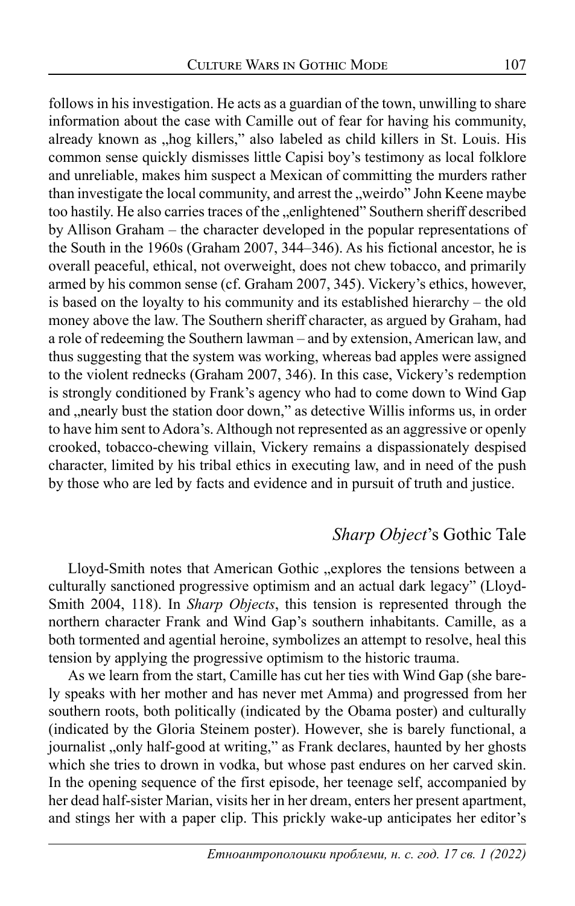follows in his investigation. He acts as a guardian of the town, unwilling to share information about the case with Camille out of fear for having his community, already known as „hog killers," also labeled as child killers in St. Louis. His common sense quickly dismisses little Capisi boy's testimony as local folklore and unreliable, makes him suspect a Mexican of committing the murders rather than investigate the local community, and arrest the „weirdo" John Keene maybe too hastily. He also carries traces of the „enlightened" Southern sheriff described by Allison Graham – the character developed in the popular representations of the South in the 1960s (Graham 2007, 344–346). As his fictional ancestor, he is overall peaceful, ethical, not overweight, does not chew tobacco, and primarily armed by his common sense (cf. Graham 2007, 345). Vickery's ethics, however, is based on the loyalty to his community and its established hierarchy – the old money above the law. The Southern sheriff character, as argued by Graham, had a role of redeeming the Southern lawman – and by extension, American law, and thus suggesting that the system was working, whereas bad apples were assigned to the violent rednecks (Graham 2007, 346). In this case, Vickery's redemption is strongly conditioned by Frank's agency who had to come down to Wind Gap and „nearly bust the station door down," as detective Willis informs us, in order to have him sent to Adora's. Although not represented as an aggressive or openly crooked, tobacco-chewing villain, Vickery remains a dispassionately despised character, limited by his tribal ethics in executing law, and in need of the push by those who are led by facts and evidence and in pursuit of truth and justice.

## *Sharp Object*'s Gothic Tale

Lloyd-Smith notes that American Gothic „explores the tensions between a culturally sanctioned progressive optimism and an actual dark legacy" (Lloyd-Smith 2004, 118). In *Sharp Objects*, this tension is represented through the northern character Frank and Wind Gap's southern inhabitants. Camille, as a both tormented and agential heroine, symbolizes an attempt to resolve, heal this tension by applying the progressive optimism to the historic trauma.

As we learn from the start, Camille has cut her ties with Wind Gap (she barely speaks with her mother and has never met Amma) and progressed from her southern roots, both politically (indicated by the Obama poster) and culturally (indicated by the Gloria Steinem poster). However, she is barely functional, a journalist „only half-good at writing," as Frank declares, haunted by her ghosts which she tries to drown in vodka, but whose past endures on her carved skin. In the opening sequence of the first episode, her teenage self, accompanied by her dead half-sister Marian, visits her in her dream, enters her present apartment, and stings her with a paper clip. This prickly wake-up anticipates her editor's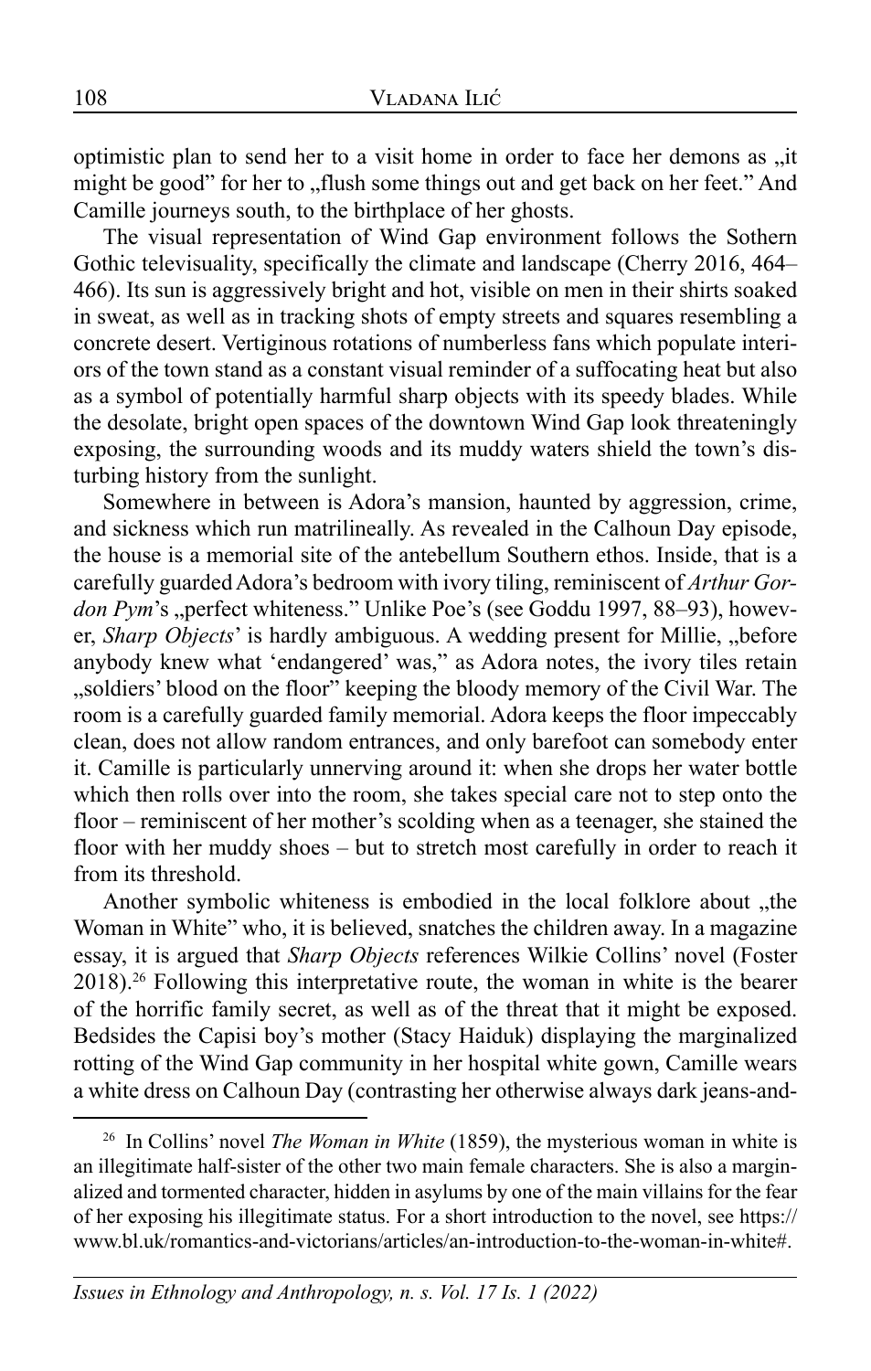optimistic plan to send her to a visit home in order to face her demons as „it might be good" for her to „flush some things out and get back on her feet." And Camille journeys south, to the birthplace of her ghosts.

The visual representation of Wind Gap environment follows the Sothern Gothic televisuality, specifically the climate and landscape (Cherry 2016, 464–466). Its sun is aggressively bright and hot, visible on men in their shirts soaked in sweat, as well as in tracking shots of empty streets and squares resembling a concrete desert. Vertiginous rotations of numberless fans which populate interiors of the town stand as a constant visual reminder of a suffocating heat but also as a symbol of potentially harmful sharp objects with its speedy blades. While the desolate, bright open spaces of the downtown Wind Gap look threateningly exposing, the surrounding woods and its muddy waters shield the town's disturbing history from the sunlight.

Somewhere in between is Adora's mansion, haunted by aggression, crime, and sickness which run matrilineally. As revealed in the Calhoun Day episode, the house is a memorial site of the antebellum Southern ethos. Inside, that is a carefully guarded Adora's bedroom with ivory tiling, reminiscent of *Arthur Gordon Pym*'s „perfect whiteness." Unlike Poe's (see Goddu 1997, 88–93), however, *Sharp Objects*' is hardly ambiguous. A wedding present for Millie, „before anybody knew what 'endangered' was," as Adora notes, the ivory tiles retain „soldiers' blood on the floor" keeping the bloody memory of the Civil War. The room is a carefully guarded family memorial. Adora keeps the floor impeccably clean, does not allow random entrances, and only barefoot can somebody enter it. Camille is particularly unnerving around it: when she drops her water bottle which then rolls over into the room, she takes special care not to step onto the floor – reminiscent of her mother's scolding when as a teenager, she stained the floor with her muddy shoes – but to stretch most carefully in order to reach it from its threshold.

Another symbolic whiteness is embodied in the local folklore about „the Woman in White" who, it is believed, snatches the children away. In a magazine essay, it is argued that *Sharp Objects* references Wilkie Collins' novel (Foster 2018).[26] Following this interpretative route, the woman in white is the bearer of the horrific family secret, as well as of the threat that it might be exposed. Bedsides the Capisi boy's mother (Stacy Haiduk) displaying the marginalized rotting of the Wind Gap community in her hospital white gown, Camille wears a white dress on Calhoun Day (contrasting her otherwise always dark jeans-and-

[26] In Collins' novel *The Woman in White* (1859), the mysterious woman in white is an illegitimate half-sister of the other two main female characters. She is also a marginalized and tormented character, hidden in asylums by one of the main villains for the fear of her exposing his illegitimate status. For a short introduction to the novel, see https://www.bl.uk/romantics-and-victorians/articles/an-introduction-to-the-woman-in-white#.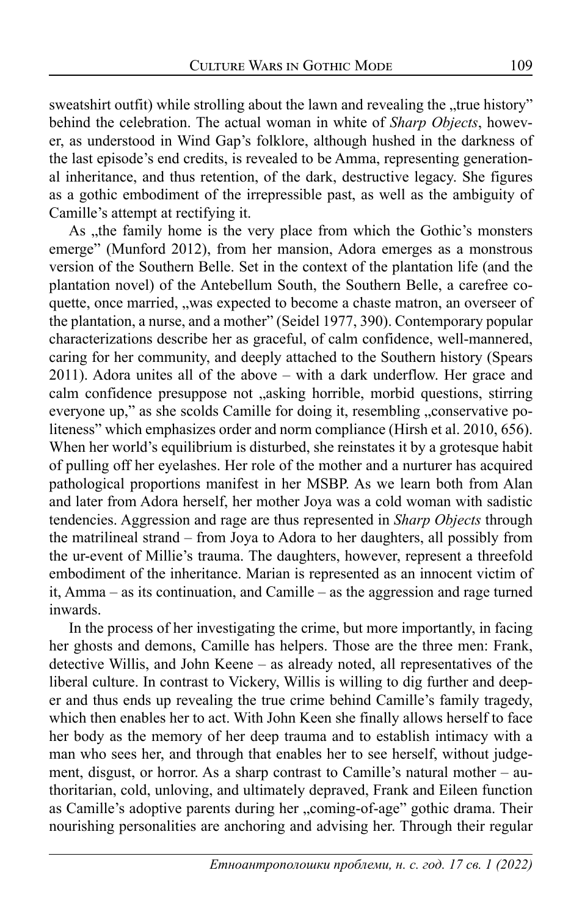sweatshirt outfit) while strolling about the lawn and revealing the „true history" behind the celebration. The actual woman in white of *Sharp Objects*, however, as understood in Wind Gap's folklore, although hushed in the darkness of the last episode's end credits, is revealed to be Amma, representing generational inheritance, and thus retention, of the dark, destructive legacy. She figures as a gothic embodiment of the irrepressible past, as well as the ambiguity of Camille's attempt at rectifying it.

As „the family home is the very place from which the Gothic's monsters emerge" (Munford 2012), from her mansion, Adora emerges as a monstrous version of the Southern Belle. Set in the context of the plantation life (and the plantation novel) of the Antebellum South, the Southern Belle, a carefree coquette, once married, „was expected to become a chaste matron, an overseer of the plantation, a nurse, and a mother" (Seidel 1977, 390). Contemporary popular characterizations describe her as graceful, of calm confidence, well-mannered, caring for her community, and deeply attached to the Southern history (Spears 2011). Adora unites all of the above – with a dark underflow. Her grace and calm confidence presuppose not „asking horrible, morbid questions, stirring everyone up," as she scolds Camille for doing it, resembling „conservative politeness" which emphasizes order and norm compliance (Hirsh et al. 2010, 656). When her world's equilibrium is disturbed, she reinstates it by a grotesque habit of pulling off her eyelashes. Her role of the mother and a nurturer has acquired pathological proportions manifest in her MSBP. As we learn both from Alan and later from Adora herself, her mother Joya was a cold woman with sadistic tendencies. Aggression and rage are thus represented in *Sharp Objects* through the matrilineal strand – from Joya to Adora to her daughters, all possibly from the ur-event of Millie's trauma. The daughters, however, represent a threefold embodiment of the inheritance. Marian is represented as an innocent victim of it, Amma – as its continuation, and Camille – as the aggression and rage turned inwards.

In the process of her investigating the crime, but more importantly, in facing her ghosts and demons, Camille has helpers. Those are the three men: Frank, detective Willis, and John Keene – as already noted, all representatives of the liberal culture. In contrast to Vickery, Willis is willing to dig further and deeper and thus ends up revealing the true crime behind Camille's family tragedy, which then enables her to act. With John Keen she finally allows herself to face her body as the memory of her deep trauma and to establish intimacy with a man who sees her, and through that enables her to see herself, without judgement, disgust, or horror. As a sharp contrast to Camille's natural mother – authoritarian, cold, unloving, and ultimately depraved, Frank and Eileen function as Camille's adoptive parents during her „coming-of-age" gothic drama. Their nourishing personalities are anchoring and advising her. Through their regular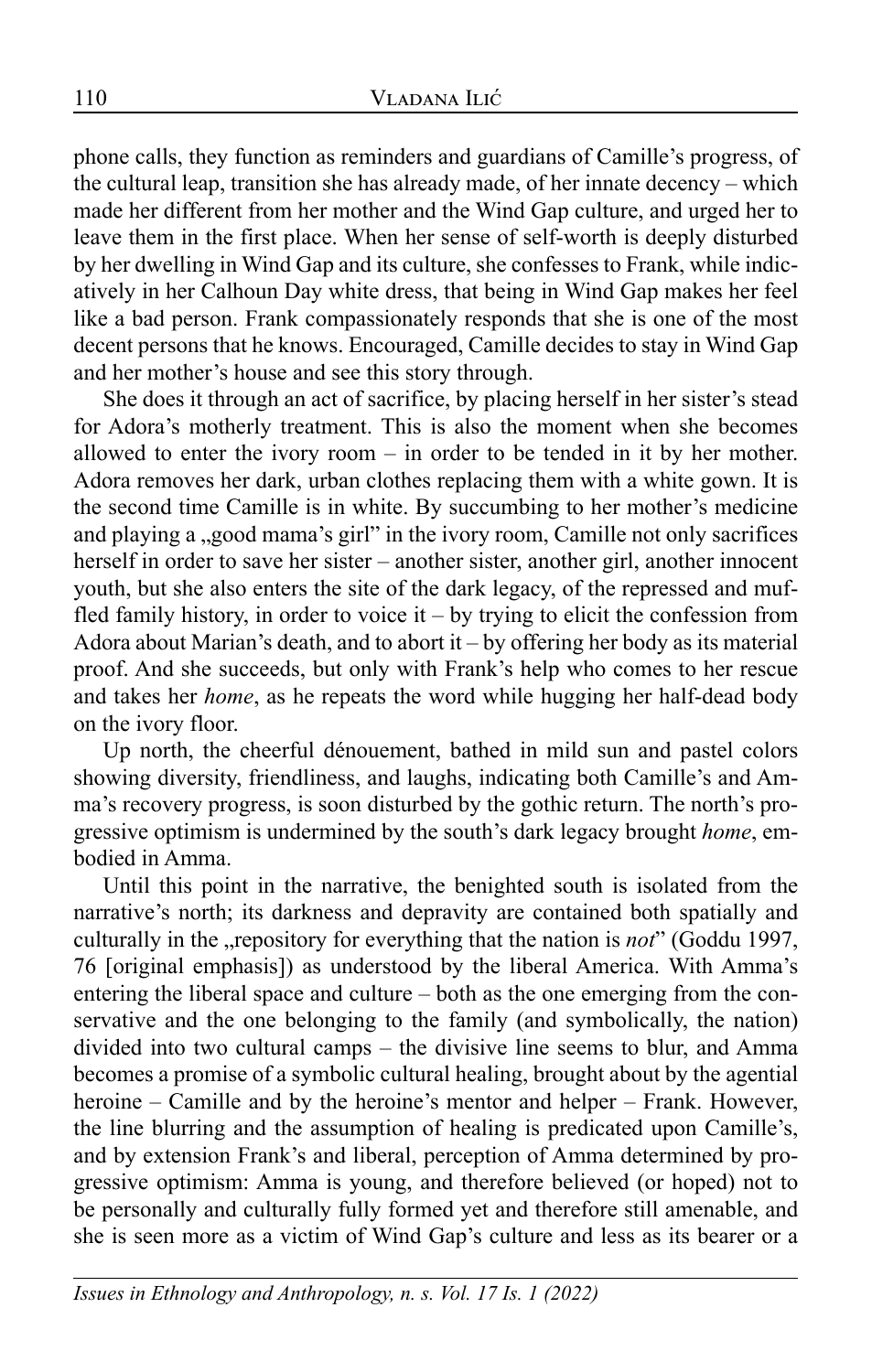phone calls, they function as reminders and guardians of Camille's progress, of the cultural leap, transition she has already made, of her innate decency – which made her different from her mother and the Wind Gap culture, and urged her to leave them in the first place. When her sense of self-worth is deeply disturbed by her dwelling in Wind Gap and its culture, she confesses to Frank, while indicatively in her Calhoun Day white dress, that being in Wind Gap makes her feel like a bad person. Frank compassionately responds that she is one of the most decent persons that he knows. Encouraged, Camille decides to stay in Wind Gap and her mother's house and see this story through.

She does it through an act of sacrifice, by placing herself in her sister's stead for Adora's motherly treatment. This is also the moment when she becomes allowed to enter the ivory room – in order to be tended in it by her mother. Adora removes her dark, urban clothes replacing them with a white gown. It is the second time Camille is in white. By succumbing to her mother's medicine and playing a „good mama's girl" in the ivory room, Camille not only sacrifices herself in order to save her sister – another sister, another girl, another innocent youth, but she also enters the site of the dark legacy, of the repressed and muffled family history, in order to voice it – by trying to elicit the confession from Adora about Marian's death, and to abort it – by offering her body as its material proof. And she succeeds, but only with Frank's help who comes to her rescue and takes her *home*, as he repeats the word while hugging her half-dead body on the ivory floor.

Up north, the cheerful dénouement, bathed in mild sun and pastel colors showing diversity, friendliness, and laughs, indicating both Camille's and Amma's recovery progress, is soon disturbed by the gothic return. The north's progressive optimism is undermined by the south's dark legacy brought *home*, embodied in Amma.

Until this point in the narrative, the benighted south is isolated from the narrative's north; its darkness and depravity are contained both spatially and culturally in the „repository for everything that the nation is *not*" (Goddu 1997, 76 [original emphasis]) as understood by the liberal America. With Amma's entering the liberal space and culture – both as the one emerging from the conservative and the one belonging to the family (and symbolically, the nation) divided into two cultural camps – the divisive line seems to blur, and Amma becomes a promise of a symbolic cultural healing, brought about by the agential heroine – Camille and by the heroine's mentor and helper – Frank. However, the line blurring and the assumption of healing is predicated upon Camille's, and by extension Frank's and liberal, perception of Amma determined by progressive optimism: Amma is young, and therefore believed (or hoped) not to be personally and culturally fully formed yet and therefore still amenable, and she is seen more as a victim of Wind Gap's culture and less as its bearer or a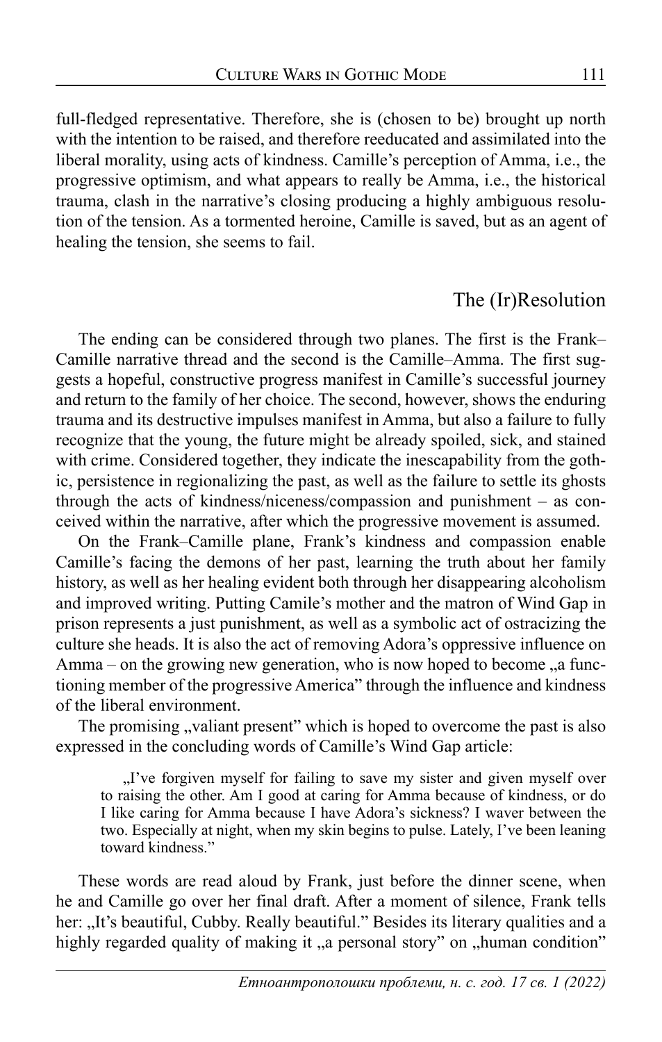full-fledged representative. Therefore, she is (chosen to be) brought up north with the intention to be raised, and therefore reeducated and assimilated into the liberal morality, using acts of kindness. Camille's perception of Amma, i.e., the progressive optimism, and what appears to really be Amma, i.e., the historical trauma, clash in the narrative's closing producing a highly ambiguous resolution of the tension. As a tormented heroine, Camille is saved, but as an agent of healing the tension, she seems to fail.

## The (Ir)Resolution

The ending can be considered through two planes. The first is the Frank–Camille narrative thread and the second is the Camille–Amma. The first suggests a hopeful, constructive progress manifest in Camille's successful journey and return to the family of her choice. The second, however, shows the enduring trauma and its destructive impulses manifest in Amma, but also a failure to fully recognize that the young, the future might be already spoiled, sick, and stained with crime. Considered together, they indicate the inescapability from the gothic, persistence in regionalizing the past, as well as the failure to settle its ghosts through the acts of kindness/niceness/compassion and punishment – as conceived within the narrative, after which the progressive movement is assumed.

On the Frank–Camille plane, Frank's kindness and compassion enable Camille's facing the demons of her past, learning the truth about her family history, as well as her healing evident both through her disappearing alcoholism and improved writing. Putting Camile's mother and the matron of Wind Gap in prison represents a just punishment, as well as a symbolic act of ostracizing the culture she heads. It is also the act of removing Adora's oppressive influence on Amma – on the growing new generation, who is now hoped to become „a functioning member of the progressive America" through the influence and kindness of the liberal environment.

The promising „valiant present" which is hoped to overcome the past is also expressed in the concluding words of Camille's Wind Gap article:

> „I've forgiven myself for failing to save my sister and given myself over to raising the other. Am I good at caring for Amma because of kindness, or do I like caring for Amma because I have Adora's sickness? I waver between the two. Especially at night, when my skin begins to pulse. Lately, I've been leaning toward kindness."

These words are read aloud by Frank, just before the dinner scene, when he and Camille go over her final draft. After a moment of silence, Frank tells her: „It's beautiful, Cubby. Really beautiful." Besides its literary qualities and a highly regarded quality of making it „a personal story" on „human condition"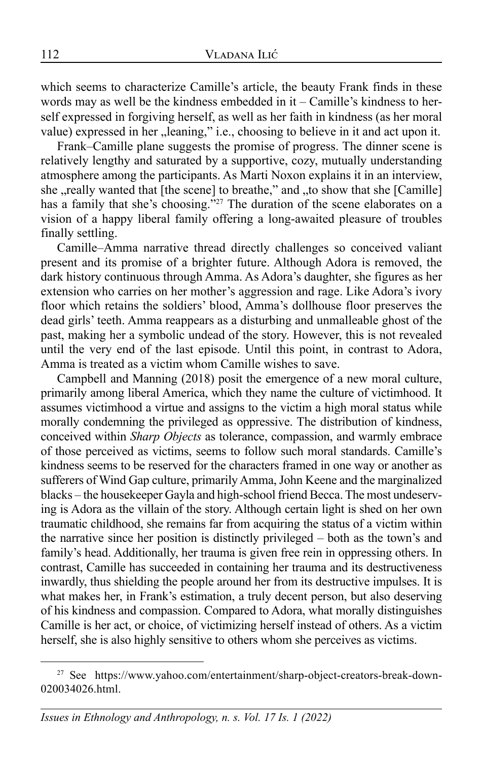which seems to characterize Camille's article, the beauty Frank finds in these words may as well be the kindness embedded in it – Camille's kindness to herself expressed in forgiving herself, as well as her faith in kindness (as her moral value) expressed in her „leaning," i.e., choosing to believe in it and act upon it.

Frank–Camille plane suggests the promise of progress. The dinner scene is relatively lengthy and saturated by a supportive, cozy, mutually understanding atmosphere among the participants. As Marti Noxon explains it in an interview, she „really wanted that [the scene] to breathe," and „to show that she [Camille] has a family that she's choosing."[27] The duration of the scene elaborates on a vision of a happy liberal family offering a long-awaited pleasure of troubles finally settling.

Camille–Amma narrative thread directly challenges so conceived valiant present and its promise of a brighter future. Although Adora is removed, the dark history continuous through Amma. As Adora's daughter, she figures as her extension who carries on her mother's aggression and rage. Like Adora's ivory floor which retains the soldiers' blood, Amma's dollhouse floor preserves the dead girls' teeth. Amma reappears as a disturbing and unmalleable ghost of the past, making her a symbolic undead of the story. However, this is not revealed until the very end of the last episode. Until this point, in contrast to Adora, Amma is treated as a victim whom Camille wishes to save.

Campbell and Manning (2018) posit the emergence of a new moral culture, primarily among liberal America, which they name the culture of victimhood. It assumes victimhood a virtue and assigns to the victim a high moral status while morally condemning the privileged as oppressive. The distribution of kindness, conceived within *Sharp Objects* as tolerance, compassion, and warmly embrace of those perceived as victims, seems to follow such moral standards. Camille's kindness seems to be reserved for the characters framed in one way or another as sufferers of Wind Gap culture, primarily Amma, John Keene and the marginalized blacks – the housekeeper Gayla and high-school friend Becca. The most undeserving is Adora as the villain of the story. Although certain light is shed on her own traumatic childhood, she remains far from acquiring the status of a victim within the narrative since her position is distinctly privileged – both as the town's and family's head. Additionally, her trauma is given free rein in oppressing others. In contrast, Camille has succeeded in containing her trauma and its destructiveness inwardly, thus shielding the people around her from its destructive impulses. It is what makes her, in Frank's estimation, a truly decent person, but also deserving of his kindness and compassion. Compared to Adora, what morally distinguishes Camille is her act, or choice, of victimizing herself instead of others. As a victim herself, she is also highly sensitive to others whom she perceives as victims.

---

[27] See https://www.yahoo.com/entertainment/sharp-object-creators-break-down-020034026.html.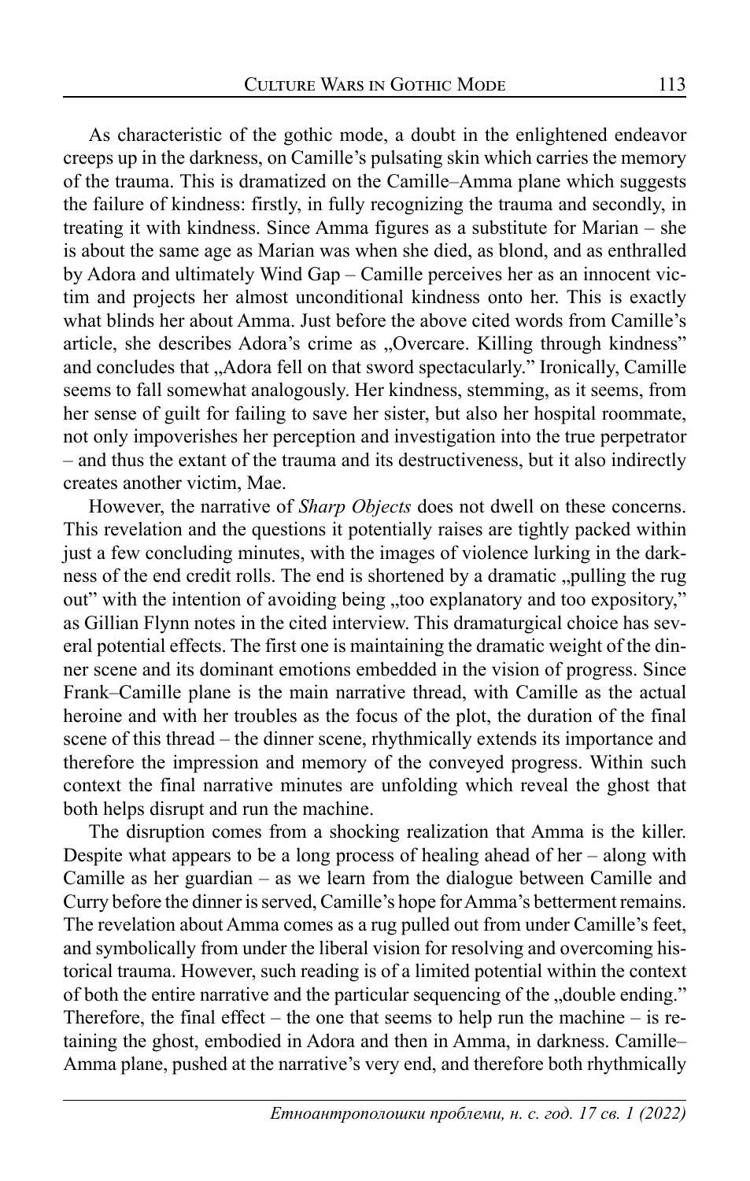As characteristic of the gothic mode, a doubt in the enlightened endeavor creeps up in the darkness, on Camille's pulsating skin which carries the memory of the trauma. This is dramatized on the Camille–Amma plane which suggests the failure of kindness: firstly, in fully recognizing the trauma and secondly, in treating it with kindness. Since Amma figures as a substitute for Marian – she is about the same age as Marian was when she died, as blond, and as enthralled by Adora and ultimately Wind Gap – Camille perceives her as an innocent victim and projects her almost unconditional kindness onto her. This is exactly what blinds her about Amma. Just before the above cited words from Camille's article, she describes Adora's crime as „Overcare. Killing through kindness" and concludes that „Adora fell on that sword spectacularly." Ironically, Camille seems to fall somewhat analogously. Her kindness, stemming, as it seems, from her sense of guilt for failing to save her sister, but also her hospital roommate, not only impoverishes her perception and investigation into the true perpetrator – and thus the extant of the trauma and its destructiveness, but it also indirectly creates another victim, Mae.

However, the narrative of *Sharp Objects* does not dwell on these concerns. This revelation and the questions it potentially raises are tightly packed within just a few concluding minutes, with the images of violence lurking in the darkness of the end credit rolls. The end is shortened by a dramatic „pulling the rug out" with the intention of avoiding being „too explanatory and too expository," as Gillian Flynn notes in the cited interview. This dramaturgical choice has several potential effects. The first one is maintaining the dramatic weight of the dinner scene and its dominant emotions embedded in the vision of progress. Since Frank–Camille plane is the main narrative thread, with Camille as the actual heroine and with her troubles as the focus of the plot, the duration of the final scene of this thread – the dinner scene, rhythmically extends its importance and therefore the impression and memory of the conveyed progress. Within such context the final narrative minutes are unfolding which reveal the ghost that both helps disrupt and run the machine.

The disruption comes from a shocking realization that Amma is the killer. Despite what appears to be a long process of healing ahead of her – along with Camille as her guardian – as we learn from the dialogue between Camille and Curry before the dinner is served, Camille's hope for Amma's betterment remains. The revelation about Amma comes as a rug pulled out from under Camille's feet, and symbolically from under the liberal vision for resolving and overcoming historical trauma. However, such reading is of a limited potential within the context of both the entire narrative and the particular sequencing of the „double ending." Therefore, the final effect – the one that seems to help run the machine – is retaining the ghost, embodied in Adora and then in Amma, in darkness. Camille–Amma plane, pushed at the narrative's very end, and therefore both rhythmically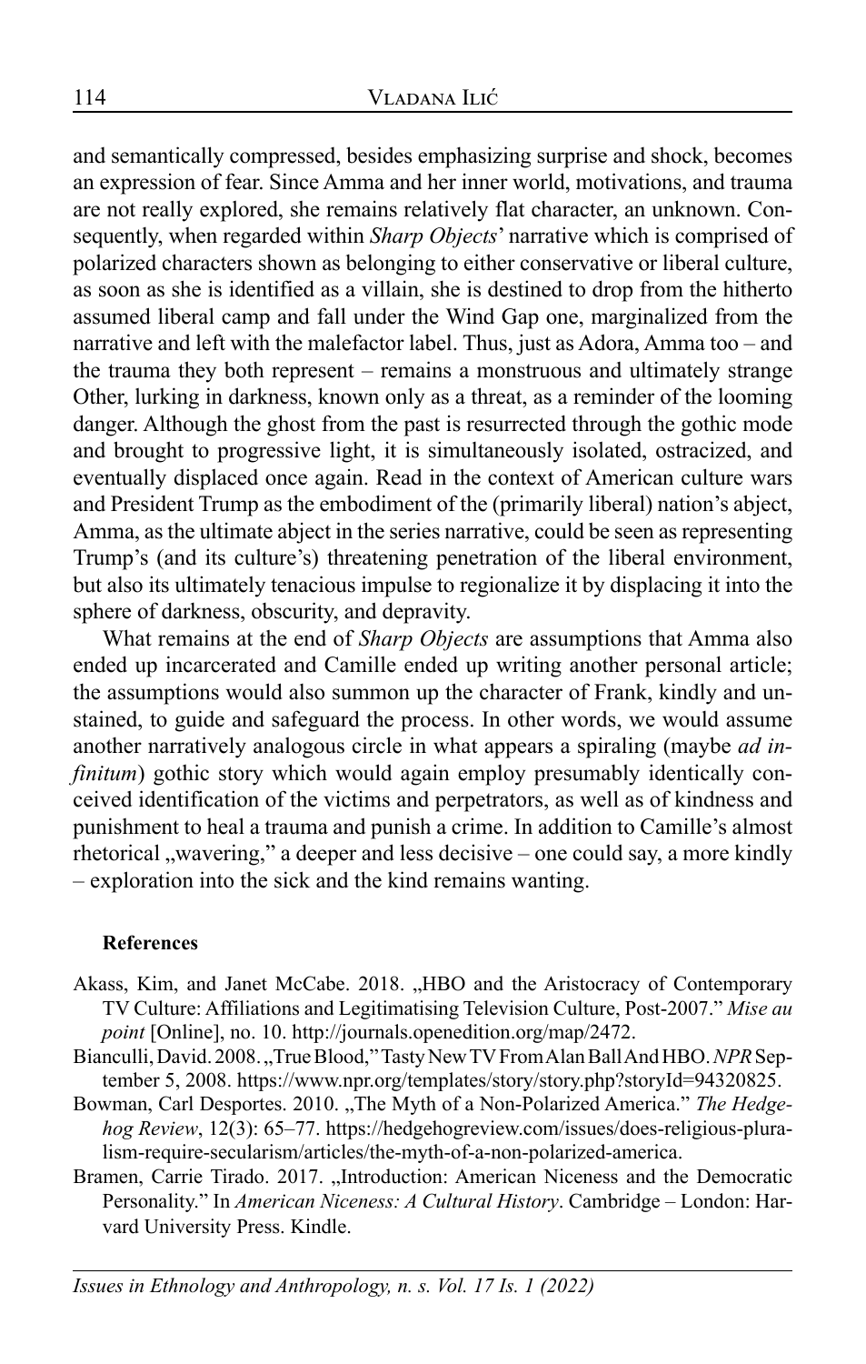and semantically compressed, besides emphasizing surprise and shock, becomes an expression of fear. Since Amma and her inner world, motivations, and trauma are not really explored, she remains relatively flat character, an unknown. Consequently, when regarded within *Sharp Objects*' narrative which is comprised of polarized characters shown as belonging to either conservative or liberal culture, as soon as she is identified as a villain, she is destined to drop from the hitherto assumed liberal camp and fall under the Wind Gap one, marginalized from the narrative and left with the malefactor label. Thus, just as Adora, Amma too – and the trauma they both represent – remains a monstruous and ultimately strange Other, lurking in darkness, known only as a threat, as a reminder of the looming danger. Although the ghost from the past is resurrected through the gothic mode and brought to progressive light, it is simultaneously isolated, ostracized, and eventually displaced once again. Read in the context of American culture wars and President Trump as the embodiment of the (primarily liberal) nation's abject, Amma, as the ultimate abject in the series narrative, could be seen as representing Trump's (and its culture's) threatening penetration of the liberal environment, but also its ultimately tenacious impulse to regionalize it by displacing it into the sphere of darkness, obscurity, and depravity.

What remains at the end of *Sharp Objects* are assumptions that Amma also ended up incarcerated and Camille ended up writing another personal article; the assumptions would also summon up the character of Frank, kindly and unstained, to guide and safeguard the process. In other words, we would assume another narratively analogous circle in what appears a spiraling (maybe *ad infinitum*) gothic story which would again employ presumably identically conceived identification of the victims and perpetrators, as well as of kindness and punishment to heal a trauma and punish a crime. In addition to Camille's almost rhetorical „wavering," a deeper and less decisive – one could say, a more kindly – exploration into the sick and the kind remains wanting.

**References**

Akass, Kim, and Janet McCabe. 2018. „HBO and the Aristocracy of Contemporary TV Culture: Affiliations and Legitimatising Television Culture, Post-2007." *Mise au point* [Online], no. 10. http://journals.openedition.org/map/2472.

Bianculli, David. 2008. „True Blood," Tasty New TV From Alan Ball And HBO. *NPR* September 5, 2008. https://www.npr.org/templates/story/story.php?storyId=94320825.

Bowman, Carl Desportes. 2010. „The Myth of a Non-Polarized America." *The Hedgehog Review*, 12(3): 65–77. https://hedgehogreview.com/issues/does-religious-pluralism-require-secularism/articles/the-myth-of-a-non-polarized-america.

Bramen, Carrie Tirado. 2017. „Introduction: American Niceness and the Democratic Personality." In *American Niceness: A Cultural History*. Cambridge – London: Harvard University Press. Kindle.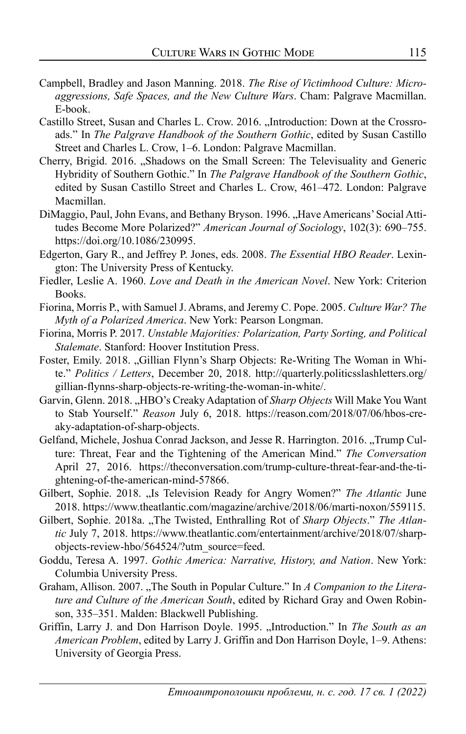Campbell, Bradley and Jason Manning. 2018. *The Rise of Victimhood Culture: Microaggressions, Safe Spaces, and the New Culture Wars*. Cham: Palgrave Macmillan. E-book.

Castillo Street, Susan and Charles L. Crow. 2016. „Introduction: Down at the Crossroads." In *The Palgrave Handbook of the Southern Gothic*, edited by Susan Castillo Street and Charles L. Crow, 1–6. London: Palgrave Macmillan.

Cherry, Brigid. 2016. „Shadows on the Small Screen: The Televisuality and Generic Hybridity of Southern Gothic." In *The Palgrave Handbook of the Southern Gothic*, edited by Susan Castillo Street and Charles L. Crow, 461–472. London: Palgrave Macmillan.

DiMaggio, Paul, John Evans, and Bethany Bryson. 1996. „Have Americans' Social Attitudes Become More Polarized?" *American Journal of Sociology*, 102(3): 690–755. https://doi.org/10.1086/230995.

Edgerton, Gary R., and Jeffrey P. Jones, eds. 2008. *The Essential HBO Reader*. Lexington: The University Press of Kentucky.

Fiedler, Leslie A. 1960. *Love and Death in the American Novel*. New York: Criterion Books.

Fiorina, Morris P., with Samuel J. Abrams, and Jeremy C. Pope. 2005. *Culture War? The Myth of a Polarized America*. New York: Pearson Longman.

Fiorina, Morris P. 2017. *Unstable Majorities: Polarization, Party Sorting, and Political Stalemate*. Stanford: Hoover Institution Press.

Foster, Emily. 2018. „Gillian Flynn's Sharp Objects: Re-Writing The Woman in White." *Politics / Letters*, December 20, 2018. http://quarterly.politicsslashletters.org/gillian-flynns-sharp-objects-re-writing-the-woman-in-white/.

Garvin, Glenn. 2018. „HBO's Creaky Adaptation of *Sharp Objects* Will Make You Want to Stab Yourself." *Reason* July 6, 2018. https://reason.com/2018/07/06/hbos-creaky-adaptation-of-sharp-objects.

Gelfand, Michele, Joshua Conrad Jackson, and Jesse R. Harrington. 2016. „Trump Culture: Threat, Fear and the Tightening of the American Mind." *The Conversation* April 27, 2016. https://theconversation.com/trump-culture-threat-fear-and-the-tightening-of-the-american-mind-57866.

Gilbert, Sophie. 2018. „Is Television Ready for Angry Women?" *The Atlantic* June 2018. https://www.theatlantic.com/magazine/archive/2018/06/marti-noxon/559115.

Gilbert, Sophie. 2018a. „The Twisted, Enthralling Rot of *Sharp Objects*." *The Atlantic* July 7, 2018. https://www.theatlantic.com/entertainment/archive/2018/07/sharp-objects-review-hbo/564524/?utm_source=feed.

Goddu, Teresa A. 1997. *Gothic America: Narrative, History, and Nation*. New York: Columbia University Press.

Graham, Allison. 2007. „The South in Popular Culture." In *A Companion to the Literature and Culture of the American South*, edited by Richard Gray and Owen Robinson, 335–351. Malden: Blackwell Publishing.

Griffin, Larry J. and Don Harrison Doyle. 1995. „Introduction." In *The South as an American Problem*, edited by Larry J. Griffin and Don Harrison Doyle, 1–9. Athens: University of Georgia Press.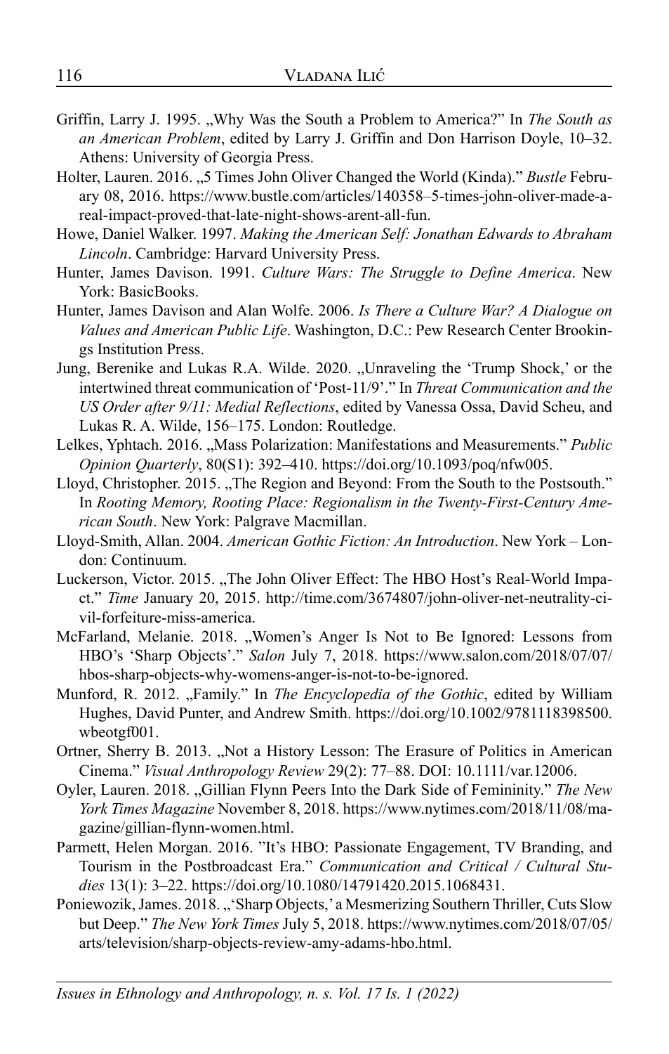Griffin, Larry J. 1995. „Why Was the South a Problem to America?" In *The South as an American Problem*, edited by Larry J. Griffin and Don Harrison Doyle, 10–32. Athens: University of Georgia Press.

Holter, Lauren. 2016. „5 Times John Oliver Changed the World (Kinda)." *Bustle* February 08, 2016. https://www.bustle.com/articles/140358–5-times-john-oliver-made-a-real-impact-proved-that-late-night-shows-arent-all-fun.

Howe, Daniel Walker. 1997. *Making the American Self: Jonathan Edwards to Abraham Lincoln*. Cambridge: Harvard University Press.

Hunter, James Davison. 1991. *Culture Wars: The Struggle to Define America*. New York: BasicBooks.

Hunter, James Davison and Alan Wolfe. 2006. *Is There a Culture War? A Dialogue on Values and American Public Life*. Washington, D.C.: Pew Research Center Brookings Institution Press.

Jung, Berenike and Lukas R.A. Wilde. 2020. „Unraveling the 'Trump Shock,' or the intertwined threat communication of 'Post-11/9'." In *Threat Communication and the US Order after 9/11: Medial Reflections*, edited by Vanessa Ossa, David Scheu, and Lukas R. A. Wilde, 156–175. London: Routledge.

Lelkes, Yphtach. 2016. „Mass Polarization: Manifestations and Measurements." *Public Opinion Quarterly*, 80(S1): 392–410. https://doi.org/10.1093/poq/nfw005.

Lloyd, Christopher. 2015. „The Region and Beyond: From the South to the Postsouth." In *Rooting Memory, Rooting Place: Regionalism in the Twenty-First-Century American South*. New York: Palgrave Macmillan.

Lloyd-Smith, Allan. 2004. *American Gothic Fiction: An Introduction*. New York – London: Continuum.

Luckerson, Victor. 2015. „The John Oliver Effect: The HBO Host's Real-World Impact." *Time* January 20, 2015. http://time.com/3674807/john-oliver-net-neutrality-civil-forfeiture-miss-america.

McFarland, Melanie. 2018. „Women's Anger Is Not to Be Ignored: Lessons from HBO's 'Sharp Objects'." *Salon* July 7, 2018. https://www.salon.com/2018/07/07/hbos-sharp-objects-why-womens-anger-is-not-to-be-ignored.

Munford, R. 2012. „Family." In *The Encyclopedia of the Gothic*, edited by William Hughes, David Punter, and Andrew Smith. https://doi.org/10.1002/9781118398500.wbeotgf001.

Ortner, Sherry B. 2013. „Not a History Lesson: The Erasure of Politics in American Cinema." *Visual Anthropology Review* 29(2): 77–88. DOI: 10.1111/var.12006.

Oyler, Lauren. 2018. „Gillian Flynn Peers Into the Dark Side of Femininity." *The New York Times Magazine* November 8, 2018. https://www.nytimes.com/2018/11/08/magazine/gillian-flynn-women.html.

Parmett, Helen Morgan. 2016. "It's HBO: Passionate Engagement, TV Branding, and Tourism in the Postbroadcast Era." *Communication and Critical / Cultural Studies* 13(1): 3–22. https://doi.org/10.1080/14791420.2015.1068431.

Poniewozik, James. 2018. „'Sharp Objects,' a Mesmerizing Southern Thriller, Cuts Slow but Deep." *The New York Times* July 5, 2018. https://www.nytimes.com/2018/07/05/arts/television/sharp-objects-review-amy-adams-hbo.html.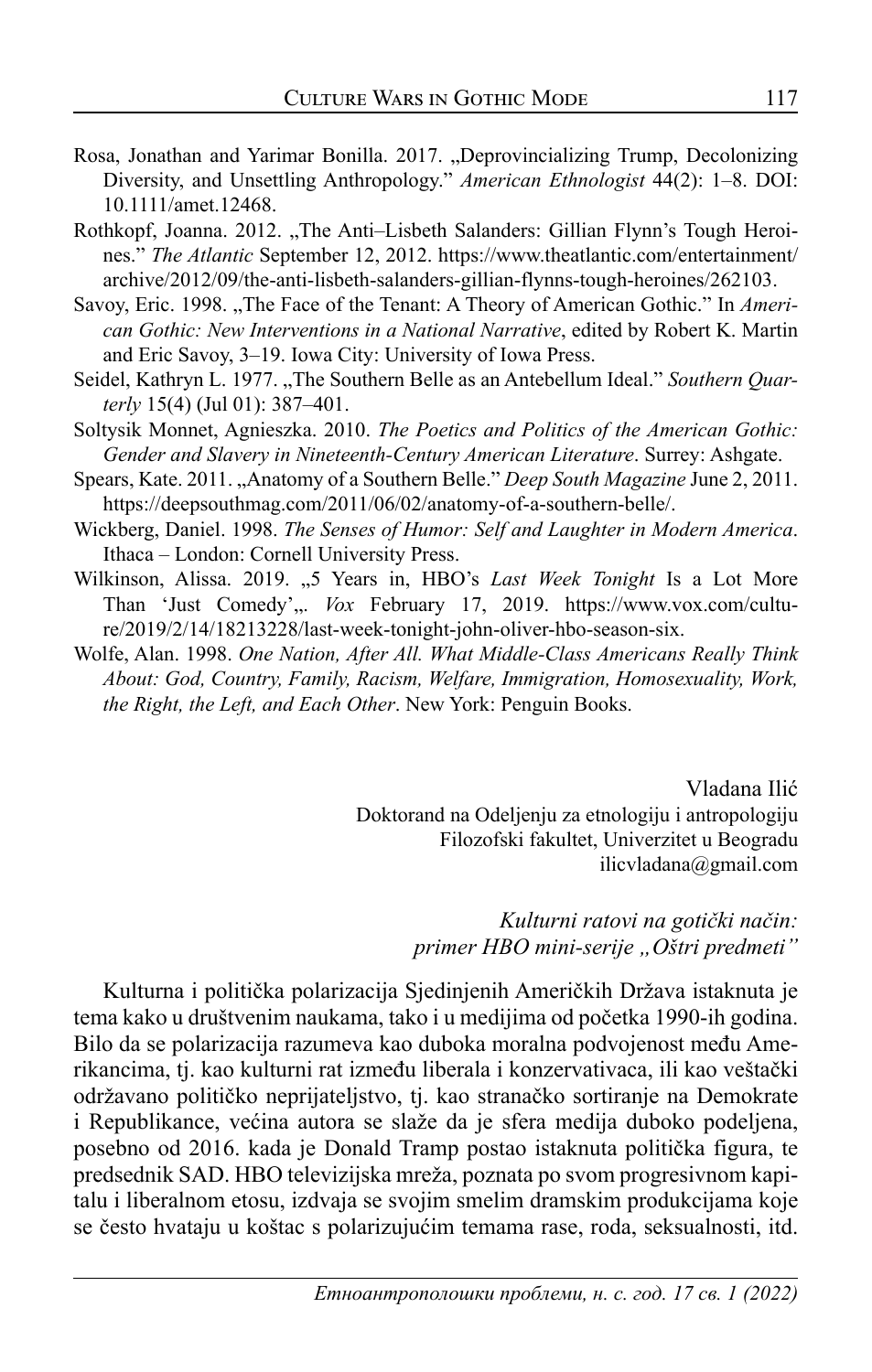Rosa, Jonathan and Yarimar Bonilla. 2017. „Deprovincializing Trump, Decolonizing Diversity, and Unsettling Anthropology." *American Ethnologist* 44(2): 1–8. DOI: 10.1111/amet.12468.

Rothkopf, Joanna. 2012. „The Anti–Lisbeth Salanders: Gillian Flynn's Tough Heroines." *The Atlantic* September 12, 2012. https://www.theatlantic.com/entertainment/archive/2012/09/the-anti-lisbeth-salanders-gillian-flynns-tough-heroines/262103.

Savoy, Eric. 1998. „The Face of the Tenant: A Theory of American Gothic." In *American Gothic: New Interventions in a National Narrative*, edited by Robert K. Martin and Eric Savoy, 3–19. Iowa City: University of Iowa Press.

Seidel, Kathryn L. 1977. „The Southern Belle as an Antebellum Ideal." *Southern Quarterly* 15(4) (Jul 01): 387–401.

Soltysik Monnet, Agnieszka. 2010. *The Poetics and Politics of the American Gothic: Gender and Slavery in Nineteenth-Century American Literature*. Surrey: Ashgate.

Spears, Kate. 2011. „Anatomy of a Southern Belle." *Deep South Magazine* June 2, 2011. https://deepsouthmag.com/2011/06/02/anatomy-of-a-southern-belle/.

Wickberg, Daniel. 1998. *The Senses of Humor: Self and Laughter in Modern America*. Ithaca – London: Cornell University Press.

Wilkinson, Alissa. 2019. „5 Years in, HBO's *Last Week Tonight* Is a Lot More Than 'Just Comedy'„. *Vox* February 17, 2019. https://www.vox.com/culture/2019/2/14/18213228/last-week-tonight-john-oliver-hbo-season-six.

Wolfe, Alan. 1998. *One Nation, After All. What Middle-Class Americans Really Think About: God, Country, Family, Racism, Welfare, Immigration, Homosexuality, Work, the Right, the Left, and Each Other*. New York: Penguin Books.

Vladana Ilić
Doktorand na Odeljenju za etnologiju i antropologiju
Filozofski fakultet, Univerzitet u Beogradu
ilicvladana@gmail.com

*Kulturni ratovi na gotički način:*
*primer HBO mini-serije „Oštri predmeti"*

Kulturna i politička polarizacija Sjedinjenih Američkih Država istaknuta je tema kako u društvenim naukama, tako i u medijima od početka 1990-ih godina. Bilo da se polarizacija razumeva kao duboka moralna podvojenost među Amerikancima, tj. kao kulturni rat između liberala i konzervativaca, ili kao veštački održavano političko neprijateljstvo, tj. kao stranačko sortiranje na Demokrate i Republikance, većina autora se slaže da je sfera medija duboko podeljena, posebno od 2016. kada je Donald Tramp postao istaknuta politička figura, te predsednik SAD. HBO televizijska mreža, poznata po svom progresivnom kapitalu i liberalnom etosu, izdvaja se svojim smelim dramskim produkcijama koje se često hvataju u koštac s polarizujućim temama rase, roda, seksualnosti, itd.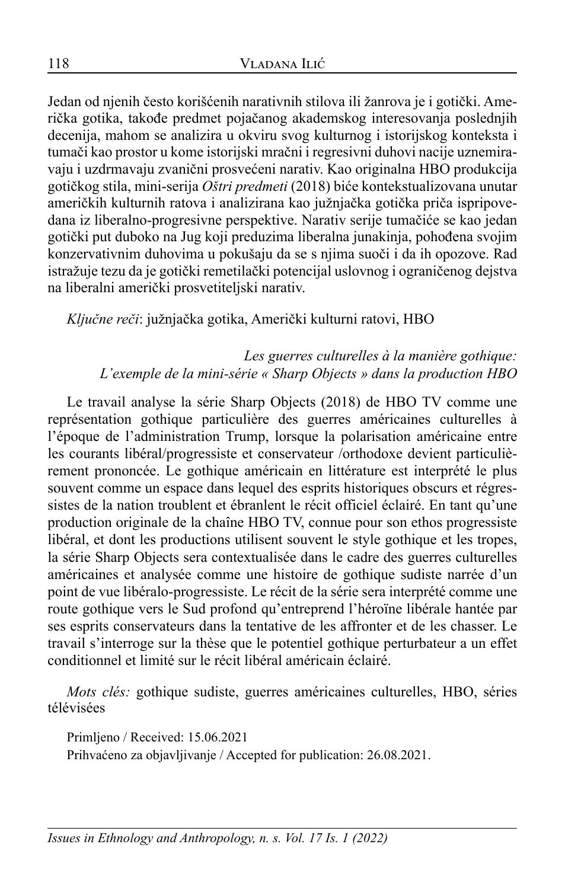Jedan od njenih često korišćenih narativnih stilova ili žanrova je i gotički. Američka gotika, takođe predmet pojačanog akademskog interesovanja poslednjih decenija, mahom se analizira u okviru svog kulturnog i istorijskog konteksta i tumači kao prostor u kome istorijski mračni i regresivni duhovi nacije uznemiravaju i uzdrmavaju zvanični prosvećeni narativ. Kao originalna HBO produkcija gotičkog stila, mini-serija *Oštri predmeti* (2018) biće kontekstualizovana unutar američkih kulturnih ratova i analizirana kao južnjačka gotička priča ispripovedana iz liberalno-progresivne perspektive. Narativ serije tumačiće se kao jedan gotički put duboko na Jug koji preduzima liberalna junakinja, pohođena svojim konzervativnim duhovima u pokušaju da se s njima suoči i da ih opozove. Rad istražuje tezu da je gotički remetilački potencijal uslovnog i ograničenog dejstva na liberalni američki prosvetiteljski narativ.

*Ključne reči*: južnjačka gotika, Američki kulturni ratovi, HBO

*Les guerres culturelles à la manière gothique: L'exemple de la mini-série « Sharp Objects » dans la production HBO*

Le travail analyse la série Sharp Objects (2018) de HBO TV comme une représentation gothique particulière des guerres américaines culturelles à l'époque de l'administration Trump, lorsque la polarisation américaine entre les courants libéral/progressiste et conservateur /orthodoxe devient particulièrement prononcée. Le gothique américain en littérature est interprété le plus souvent comme un espace dans lequel des esprits historiques obscurs et régressistes de la nation troublent et ébranlent le récit officiel éclairé. En tant qu'une production originale de la chaîne HBO TV, connue pour son ethos progressiste libéral, et dont les productions utilisent souvent le style gothique et les tropes, la série Sharp Objects sera contextualisée dans le cadre des guerres culturelles américaines et analysée comme une histoire de gothique sudiste narrée d'un point de vue libéralo-progressiste. Le récit de la série sera interprété comme une route gothique vers le Sud profond qu'entreprend l'héroïne libérale hantée par ses esprits conservateurs dans la tentative de les affronter et de les chasser. Le travail s'interroge sur la thèse que le potentiel gothique perturbateur a un effet conditionnel et limité sur le récit libéral américain éclairé.

*Mots clés:* gothique sudiste, guerres américaines culturelles, HBO, séries télévisées

Primljeno / Received: 15.06.2021
Prihvaćeno za objavljivanje / Accepted for publication: 26.08.2021.